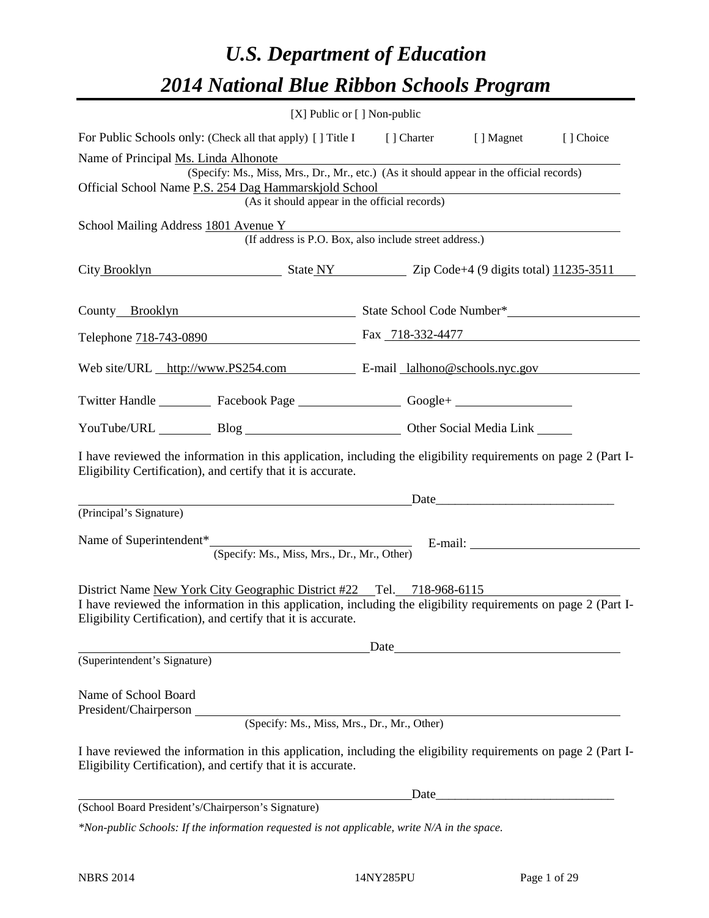# *U.S. Department of Education*

# *2014 National Blue Ribbon Schools Program*

[X] Public or [ ] Non-public

For Public Schools only: (Check all that apply) [ ] Title I [ ] Charter [ ] Magnet [ ] Choice

Name of Principal Ms. Linda Alhonote

(Specify: Ms., Miss, Mrs., Dr., Mr., etc.) (As it should appear in the official records)

Official School Name P.S. 254 Dag Hammarskjold School

(As it should appear in the official records)

School Mailing Address 1801 Avenue Y

(If address is P.O. Box, also include street address.)

City Brooklyn State NY Zip Code+4 (9 digits total) 11235-3511

County Brooklyn State School Code Number*

Telephone 718-743-0890 Fax 718-332-4477

Web site/URL http://www.PS254.com E-mail lalhono@schools.nyc.gov

Twitter Handle ________ Facebook Page ________ Google+ ________

YouTube/URL ________ Blog ________ Other Social Media Link ________

I have reviewed the information in this application, including the eligibility requirements on page 2 (Part I-Eligibility Certification), and certify that it is accurate.

_________________________________ Date_________________

(Principal's Signature)

Name of Superintendent* _________________ E-mail: _________________

(Specify: Ms., Miss, Mrs., Dr., Mr., Other)

District Name New York City Geographic District #22 Tel. 718-968-6115

I have reviewed the information in this application, including the eligibility requirements on page 2 (Part I-Eligibility Certification), and certify that it is accurate.

_________________________________ Date_________________

(Superintendent's Signature)

Name of School Board
President/Chairperson _________________

(Specify: Ms., Miss, Mrs., Dr., Mr., Other)

I have reviewed the information in this application, including the eligibility requirements on page 2 (Part I-Eligibility Certification), and certify that it is accurate.

_________________________________ Date_________________

(School Board President's/Chairperson's Signature)

*\*Non-public Schools: If the information requested is not applicable, write N/A in the space.*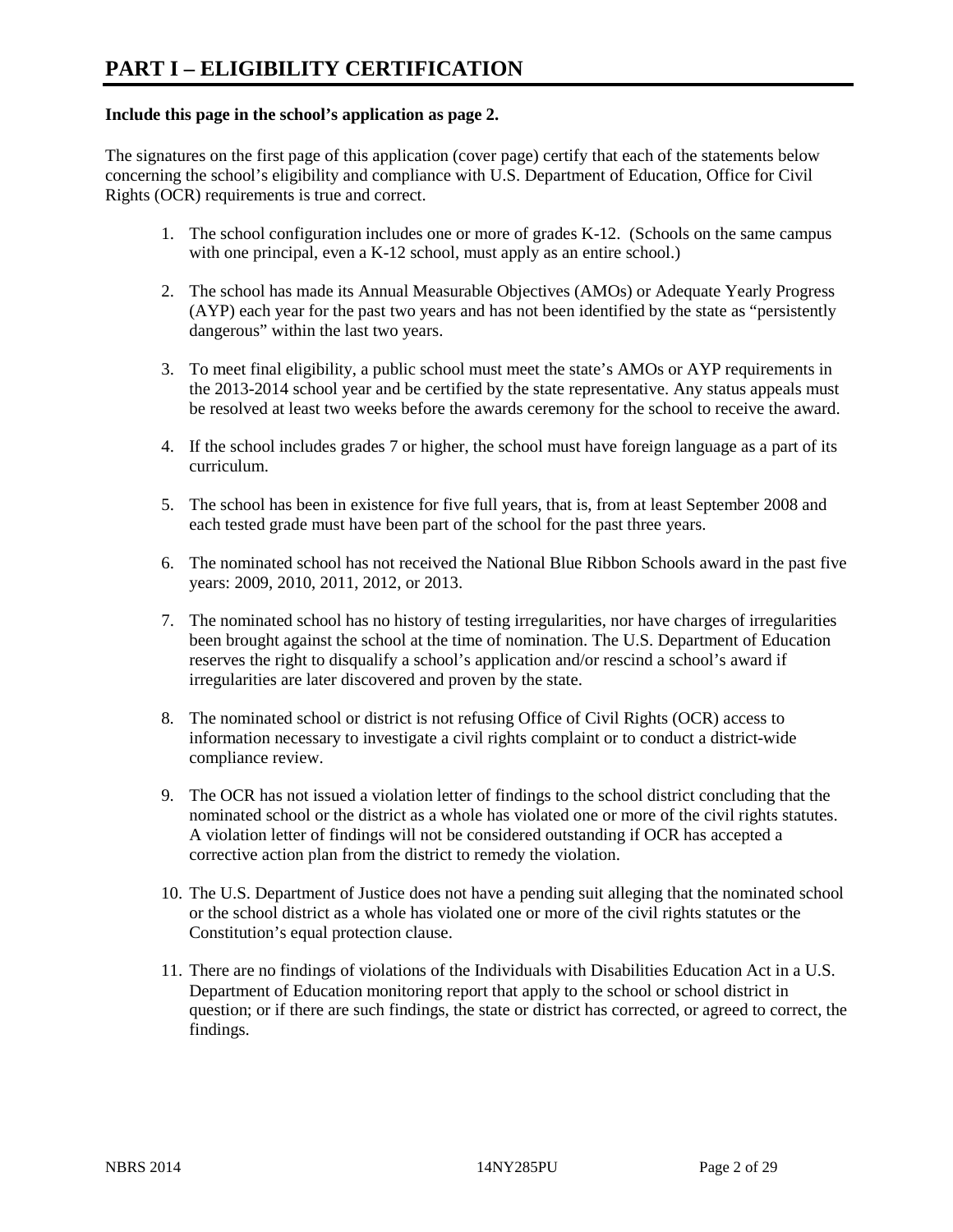# PART I – ELIGIBILITY CERTIFICATION

**Include this page in the school's application as page 2.**

The signatures on the first page of this application (cover page) certify that each of the statements below concerning the school's eligibility and compliance with U.S. Department of Education, Office for Civil Rights (OCR) requirements is true and correct.

1. The school configuration includes one or more of grades K-12. (Schools on the same campus with one principal, even a K-12 school, must apply as an entire school.)

2. The school has made its Annual Measurable Objectives (AMOs) or Adequate Yearly Progress (AYP) each year for the past two years and has not been identified by the state as "persistently dangerous" within the last two years.

3. To meet final eligibility, a public school must meet the state's AMOs or AYP requirements in the 2013-2014 school year and be certified by the state representative. Any status appeals must be resolved at least two weeks before the awards ceremony for the school to receive the award.

4. If the school includes grades 7 or higher, the school must have foreign language as a part of its curriculum.

5. The school has been in existence for five full years, that is, from at least September 2008 and each tested grade must have been part of the school for the past three years.

6. The nominated school has not received the National Blue Ribbon Schools award in the past five years: 2009, 2010, 2011, 2012, or 2013.

7. The nominated school has no history of testing irregularities, nor have charges of irregularities been brought against the school at the time of nomination. The U.S. Department of Education reserves the right to disqualify a school's application and/or rescind a school's award if irregularities are later discovered and proven by the state.

8. The nominated school or district is not refusing Office of Civil Rights (OCR) access to information necessary to investigate a civil rights complaint or to conduct a district-wide compliance review.

9. The OCR has not issued a violation letter of findings to the school district concluding that the nominated school or the district as a whole has violated one or more of the civil rights statutes. A violation letter of findings will not be considered outstanding if OCR has accepted a corrective action plan from the district to remedy the violation.

10. The U.S. Department of Justice does not have a pending suit alleging that the nominated school or the school district as a whole has violated one or more of the civil rights statutes or the Constitution's equal protection clause.

11. There are no findings of violations of the Individuals with Disabilities Education Act in a U.S. Department of Education monitoring report that apply to the school or school district in question; or if there are such findings, the state or district has corrected, or agreed to correct, the findings.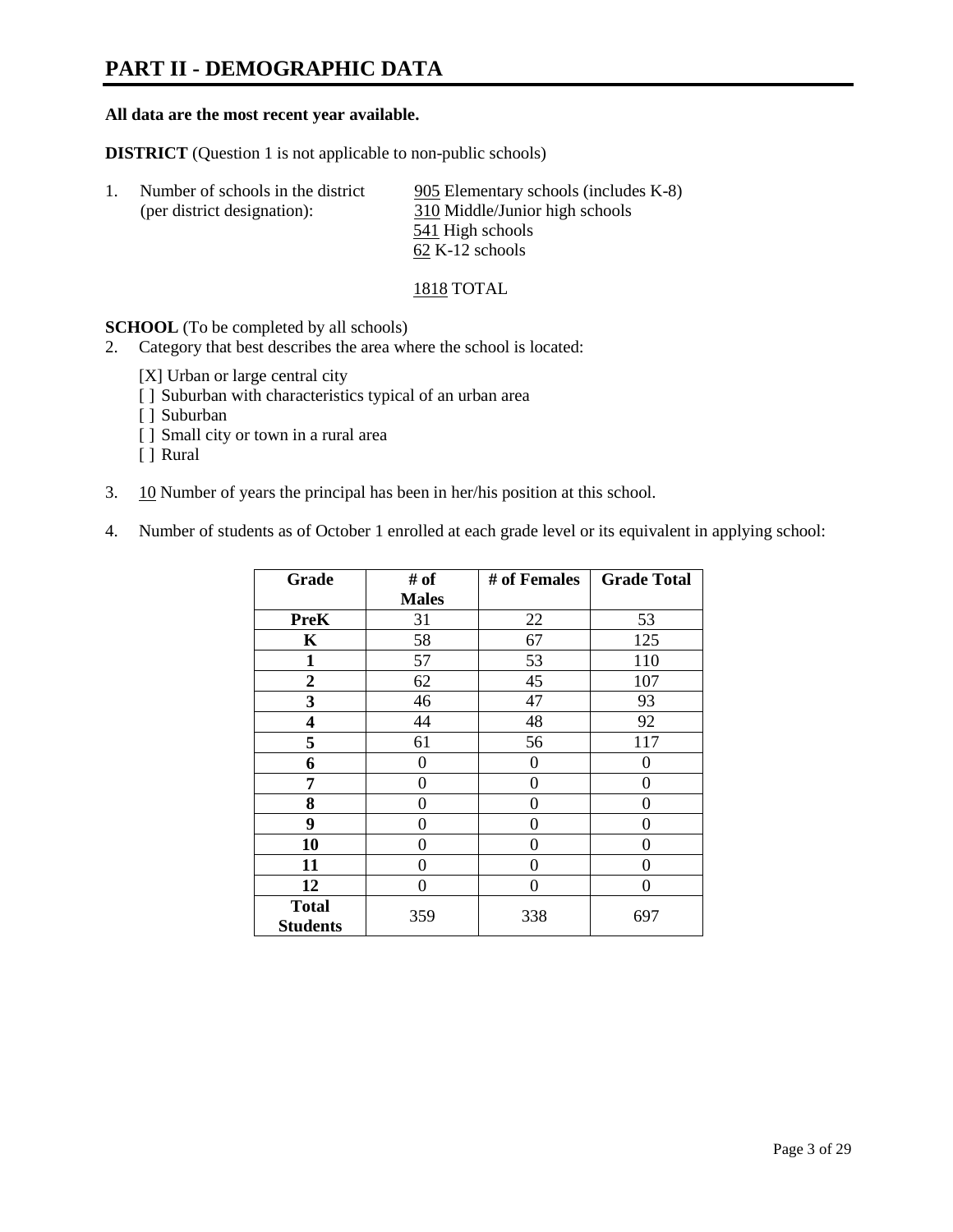# PART II - DEMOGRAPHIC DATA

**All data are the most recent year available.**

**DISTRICT** (Question 1 is not applicable to non-public schools)

1. Number of schools in the district (per district designation):
   - 905 Elementary schools (includes K-8)
   - 310 Middle/Junior high schools
   - 541 High schools
   - 62 K-12 schools

   1818 TOTAL

**SCHOOL** (To be completed by all schools)

2. Category that best describes the area where the school is located:

   [X] Urban or large central city
   [ ] Suburban with characteristics typical of an urban area
   [ ] Suburban
   [ ] Small city or town in a rural area
   [ ] Rural

3. 10 Number of years the principal has been in her/his position at this school.

4. Number of students as of October 1 enrolled at each grade level or its equivalent in applying school:

| Grade | # of Males | # of Females | Grade Total |
|---|---|---|---|
| **PreK** | 31 | 22 | 53 |
| **K** | 58 | 67 | 125 |
| **1** | 57 | 53 | 110 |
| **2** | 62 | 45 | 107 |
| **3** | 46 | 47 | 93 |
| **4** | 44 | 48 | 92 |
| **5** | 61 | 56 | 117 |
| **6** | 0 | 0 | 0 |
| **7** | 0 | 0 | 0 |
| **8** | 0 | 0 | 0 |
| **9** | 0 | 0 | 0 |
| **10** | 0 | 0 | 0 |
| **11** | 0 | 0 | 0 |
| **12** | 0 | 0 | 0 |
| **Total Students** | 359 | 338 | 697 |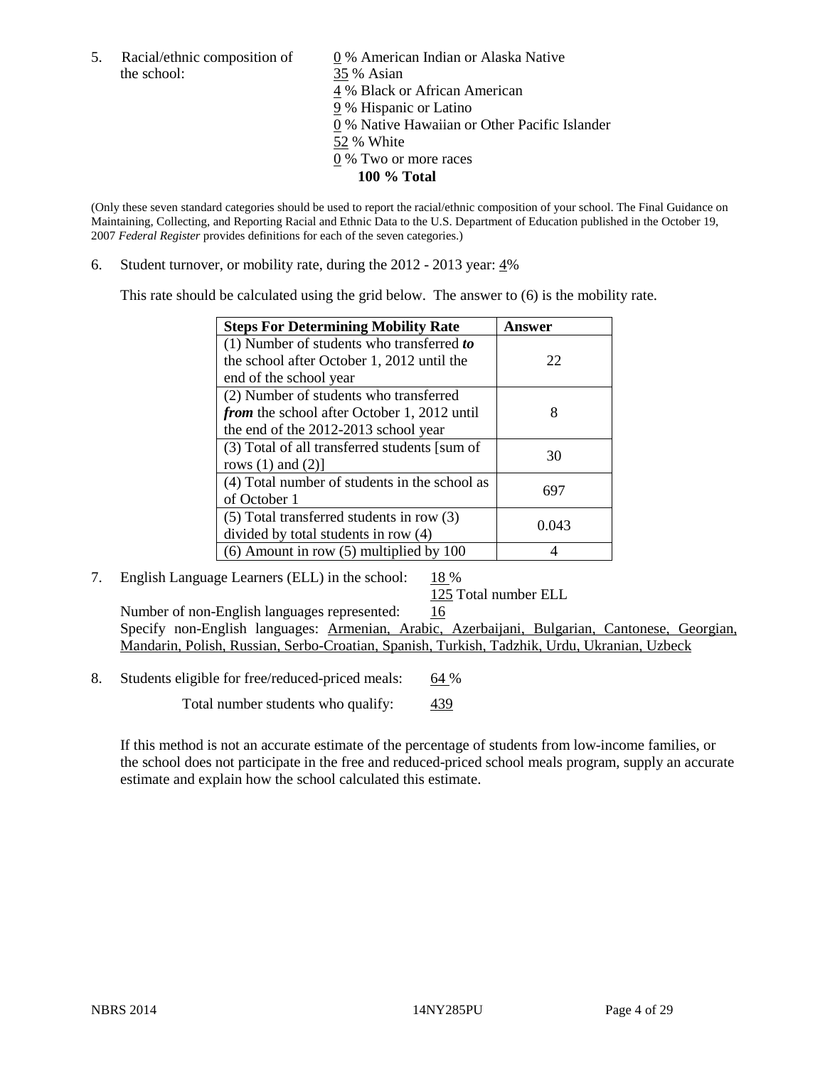5. Racial/ethnic composition of the school:

0 % American Indian or Alaska Native
35 % Asian
4 % Black or African American
9 % Hispanic or Latino
0 % Native Hawaiian or Other Pacific Islander
52 % White
0 % Two or more races
**100 % Total**

(Only these seven standard categories should be used to report the racial/ethnic composition of your school. The Final Guidance on Maintaining, Collecting, and Reporting Racial and Ethnic Data to the U.S. Department of Education published in the October 19, 2007 *Federal Register* provides definitions for each of the seven categories.)

6. Student turnover, or mobility rate, during the 2012 - 2013 year: 4%

This rate should be calculated using the grid below. The answer to (6) is the mobility rate.

| **Steps For Determining Mobility Rate** | **Answer** |
|---|---|
| (1) Number of students who transferred ***to*** the school after October 1, 2012 until the end of the school year | 22 |
| (2) Number of students who transferred ***from*** the school after October 1, 2012 until the end of the 2012-2013 school year | 8 |
| (3) Total of all transferred students [sum of rows (1) and (2)] | 30 |
| (4) Total number of students in the school as of October 1 | 697 |
| (5) Total transferred students in row (3) divided by total students in row (4) | 0.043 |
| (6) Amount in row (5) multiplied by 100 | 4 |

7. English Language Learners (ELL) in the school: 18 %
125 Total number ELL
Number of non-English languages represented: 16
Specify non-English languages: Armenian, Arabic, Azerbaijani, Bulgarian, Cantonese, Georgian, Mandarin, Polish, Russian, Serbo-Croatian, Spanish, Turkish, Tadzhik, Urdu, Ukranian, Uzbeck

8. Students eligible for free/reduced-priced meals: 64 %
Total number students who qualify: 439

If this method is not an accurate estimate of the percentage of students from low-income families, or the school does not participate in the free and reduced-priced school meals program, supply an accurate estimate and explain how the school calculated this estimate.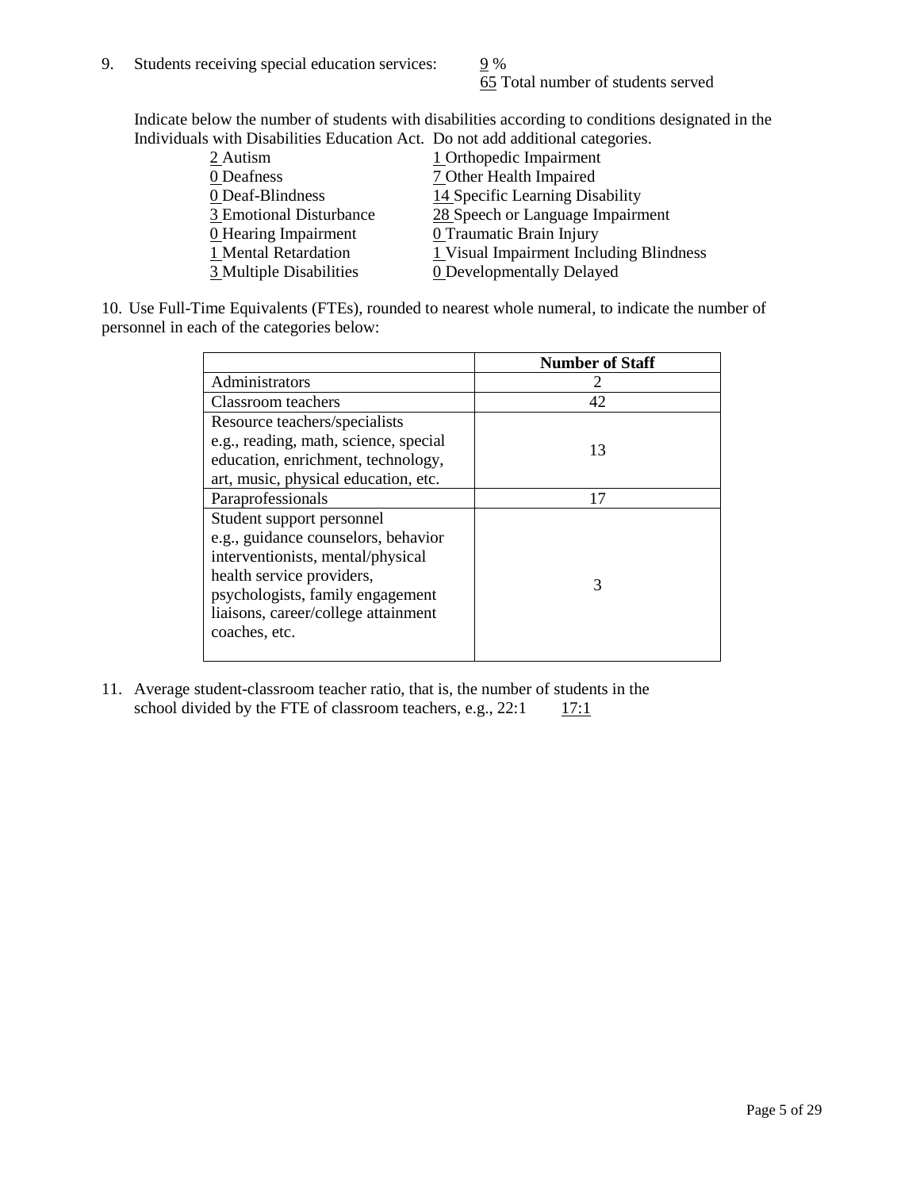9. Students receiving special education services: 9 %
   65 Total number of students served

   Indicate below the number of students with disabilities according to conditions designated in the Individuals with Disabilities Education Act. Do not add additional categories.

| | |
|---|---|
| 2 Autism | 1 Orthopedic Impairment |
| 0 Deafness | 7 Other Health Impaired |
| 0 Deaf-Blindness | 14 Specific Learning Disability |
| 3 Emotional Disturbance | 28 Speech or Language Impairment |
| 0 Hearing Impairment | 0 Traumatic Brain Injury |
| 1 Mental Retardation | 1 Visual Impairment Including Blindness |
| 3 Multiple Disabilities | 0 Developmentally Delayed |

10. Use Full-Time Equivalents (FTEs), rounded to nearest whole numeral, to indicate the number of personnel in each of the categories below:

| | **Number of Staff** |
|---|---|
| Administrators | 2 |
| Classroom teachers | 42 |
| Resource teachers/specialists e.g., reading, math, science, special education, enrichment, technology, art, music, physical education, etc. | 13 |
| Paraprofessionals | 17 |
| Student support personnel e.g., guidance counselors, behavior interventionists, mental/physical health service providers, psychologists, family engagement liaisons, career/college attainment coaches, etc. | 3 |

11. Average student-classroom teacher ratio, that is, the number of students in the school divided by the FTE of classroom teachers, e.g., 22:1 17:1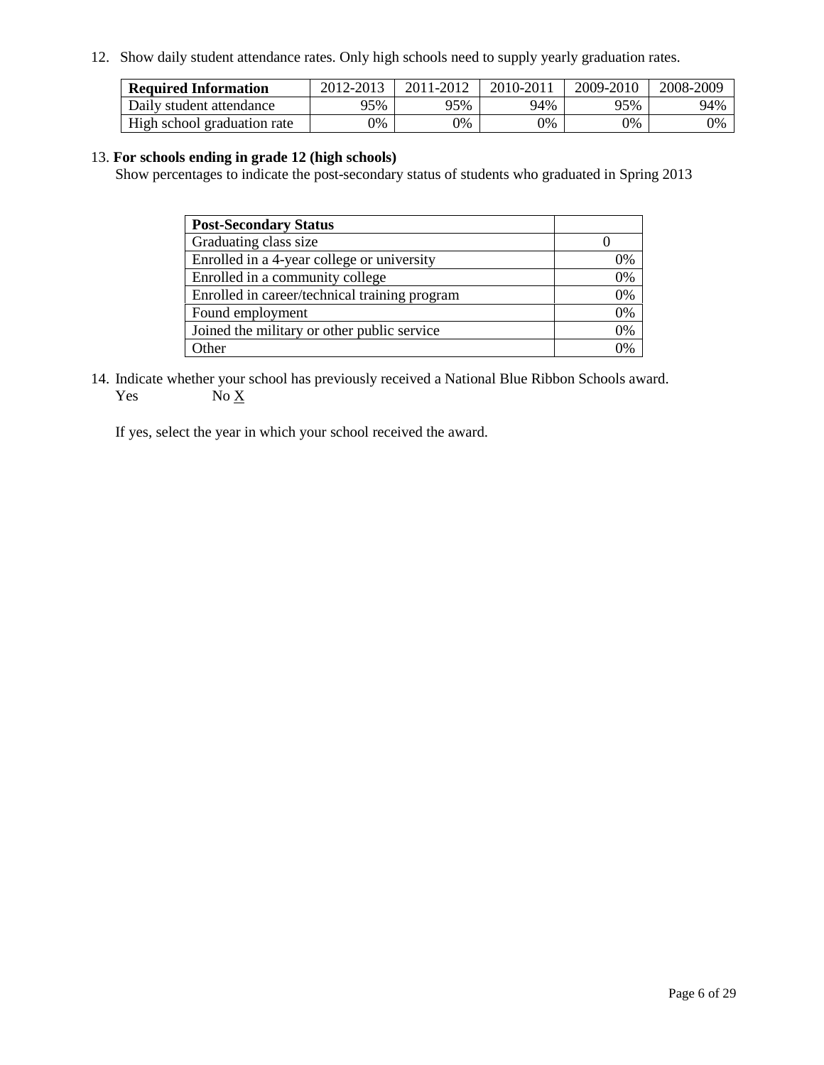12. Show daily student attendance rates. Only high schools need to supply yearly graduation rates.

| **Required Information** | 2012-2013 | 2011-2012 | 2010-2011 | 2009-2010 | 2008-2009 |
|---|---|---|---|---|---|
| Daily student attendance | 95% | 95% | 94% | 95% | 94% |
| High school graduation rate | 0% | 0% | 0% | 0% | 0% |

13. **For schools ending in grade 12 (high schools)**

Show percentages to indicate the post-secondary status of students who graduated in Spring 2013

| **Post-Secondary Status** | |
|---|---|
| Graduating class size | 0 |
| Enrolled in a 4-year college or university | 0% |
| Enrolled in a community college | 0% |
| Enrolled in career/technical training program | 0% |
| Found employment | 0% |
| Joined the military or other public service | 0% |
| Other | 0% |

14. Indicate whether your school has previously received a National Blue Ribbon Schools award.

Yes No X

If yes, select the year in which your school received the award.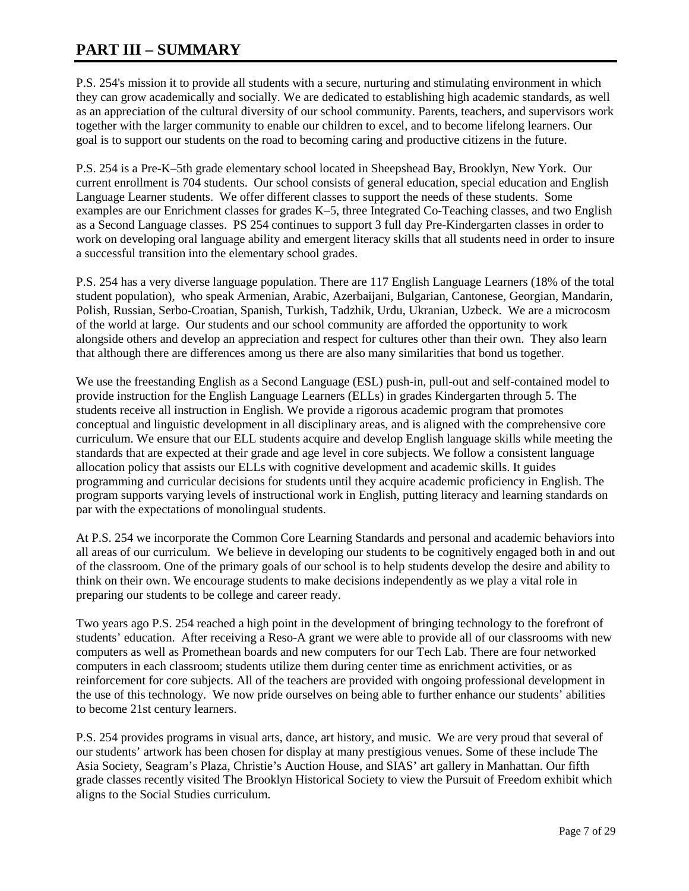# PART III – SUMMARY

P.S. 254's mission it to provide all students with a secure, nurturing and stimulating environment in which they can grow academically and socially. We are dedicated to establishing high academic standards, as well as an appreciation of the cultural diversity of our school community. Parents, teachers, and supervisors work together with the larger community to enable our children to excel, and to become lifelong learners. Our goal is to support our students on the road to becoming caring and productive citizens in the future.

P.S. 254 is a Pre-K–5th grade elementary school located in Sheepshead Bay, Brooklyn, New York. Our current enrollment is 704 students. Our school consists of general education, special education and English Language Learner students. We offer different classes to support the needs of these students. Some examples are our Enrichment classes for grades K–5, three Integrated Co-Teaching classes, and two English as a Second Language classes. PS 254 continues to support 3 full day Pre-Kindergarten classes in order to work on developing oral language ability and emergent literacy skills that all students need in order to insure a successful transition into the elementary school grades.

P.S. 254 has a very diverse language population. There are 117 English Language Learners (18% of the total student population), who speak Armenian, Arabic, Azerbaijani, Bulgarian, Cantonese, Georgian, Mandarin, Polish, Russian, Serbo-Croatian, Spanish, Turkish, Tadzhik, Urdu, Ukranian, Uzbeck. We are a microcosm of the world at large. Our students and our school community are afforded the opportunity to work alongside others and develop an appreciation and respect for cultures other than their own. They also learn that although there are differences among us there are also many similarities that bond us together.

We use the freestanding English as a Second Language (ESL) push-in, pull-out and self-contained model to provide instruction for the English Language Learners (ELLs) in grades Kindergarten through 5. The students receive all instruction in English. We provide a rigorous academic program that promotes conceptual and linguistic development in all disciplinary areas, and is aligned with the comprehensive core curriculum. We ensure that our ELL students acquire and develop English language skills while meeting the standards that are expected at their grade and age level in core subjects. We follow a consistent language allocation policy that assists our ELLs with cognitive development and academic skills. It guides programming and curricular decisions for students until they acquire academic proficiency in English. The program supports varying levels of instructional work in English, putting literacy and learning standards on par with the expectations of monolingual students.

At P.S. 254 we incorporate the Common Core Learning Standards and personal and academic behaviors into all areas of our curriculum. We believe in developing our students to be cognitively engaged both in and out of the classroom. One of the primary goals of our school is to help students develop the desire and ability to think on their own. We encourage students to make decisions independently as we play a vital role in preparing our students to be college and career ready.

Two years ago P.S. 254 reached a high point in the development of bringing technology to the forefront of students' education. After receiving a Reso-A grant we were able to provide all of our classrooms with new computers as well as Promethean boards and new computers for our Tech Lab. There are four networked computers in each classroom; students utilize them during center time as enrichment activities, or as reinforcement for core subjects. All of the teachers are provided with ongoing professional development in the use of this technology. We now pride ourselves on being able to further enhance our students' abilities to become 21st century learners.

P.S. 254 provides programs in visual arts, dance, art history, and music. We are very proud that several of our students' artwork has been chosen for display at many prestigious venues. Some of these include The Asia Society, Seagram's Plaza, Christie's Auction House, and SIAS' art gallery in Manhattan. Our fifth grade classes recently visited The Brooklyn Historical Society to view the Pursuit of Freedom exhibit which aligns to the Social Studies curriculum.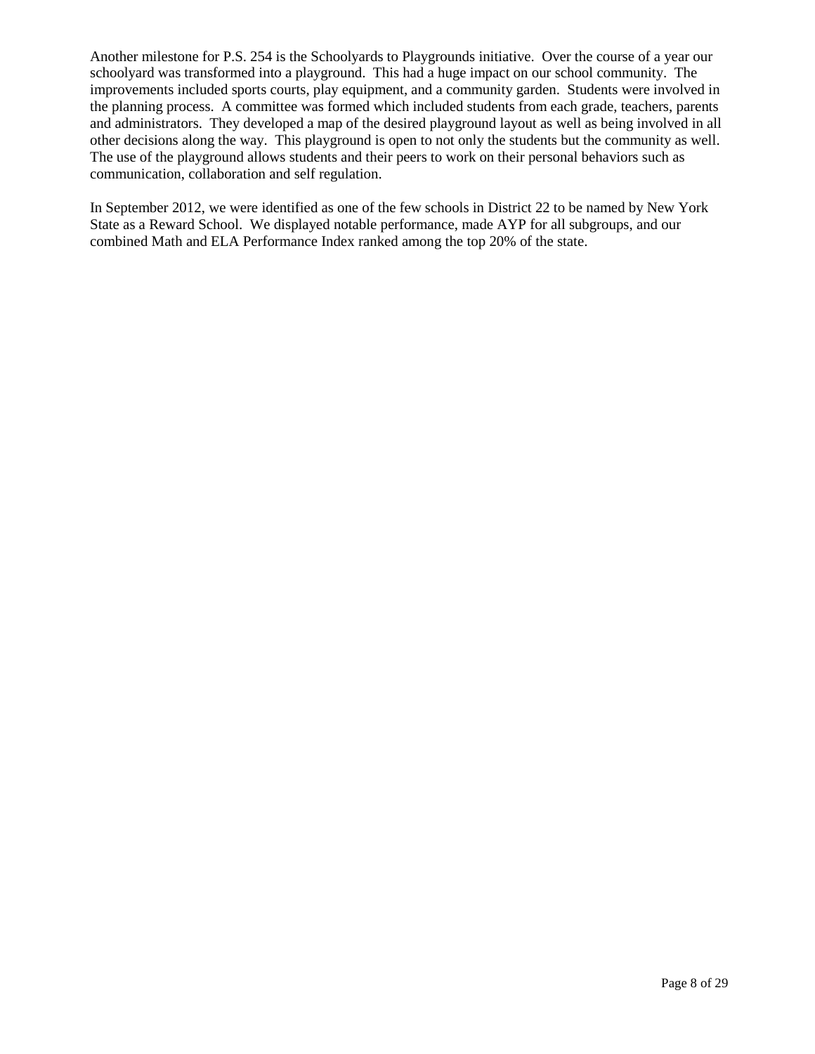Another milestone for P.S. 254 is the Schoolyards to Playgrounds initiative. Over the course of a year our schoolyard was transformed into a playground. This had a huge impact on our school community. The improvements included sports courts, play equipment, and a community garden. Students were involved in the planning process. A committee was formed which included students from each grade, teachers, parents and administrators. They developed a map of the desired playground layout as well as being involved in all other decisions along the way. This playground is open to not only the students but the community as well. The use of the playground allows students and their peers to work on their personal behaviors such as communication, collaboration and self regulation.

In September 2012, we were identified as one of the few schools in District 22 to be named by New York State as a Reward School. We displayed notable performance, made AYP for all subgroups, and our combined Math and ELA Performance Index ranked among the top 20% of the state.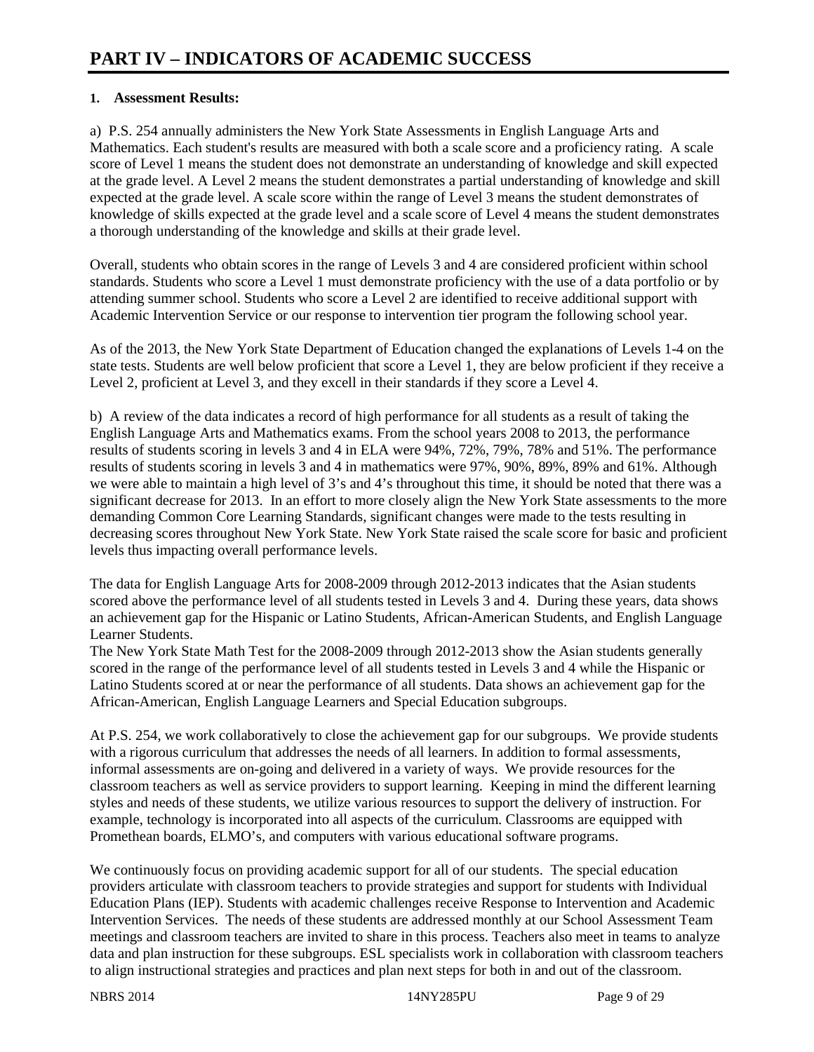# PART IV – INDICATORS OF ACADEMIC SUCCESS

**1. Assessment Results:**

a) P.S. 254 annually administers the New York State Assessments in English Language Arts and Mathematics. Each student's results are measured with both a scale score and a proficiency rating. A scale score of Level 1 means the student does not demonstrate an understanding of knowledge and skill expected at the grade level. A Level 2 means the student demonstrates a partial understanding of knowledge and skill expected at the grade level. A scale score within the range of Level 3 means the student demonstrates of knowledge of skills expected at the grade level and a scale score of Level 4 means the student demonstrates a thorough understanding of the knowledge and skills at their grade level.

Overall, students who obtain scores in the range of Levels 3 and 4 are considered proficient within school standards. Students who score a Level 1 must demonstrate proficiency with the use of a data portfolio or by attending summer school. Students who score a Level 2 are identified to receive additional support with Academic Intervention Service or our response to intervention tier program the following school year.

As of the 2013, the New York State Department of Education changed the explanations of Levels 1-4 on the state tests. Students are well below proficient that score a Level 1, they are below proficient if they receive a Level 2, proficient at Level 3, and they excell in their standards if they score a Level 4.

b) A review of the data indicates a record of high performance for all students as a result of taking the English Language Arts and Mathematics exams. From the school years 2008 to 2013, the performance results of students scoring in levels 3 and 4 in ELA were 94%, 72%, 79%, 78% and 51%. The performance results of students scoring in levels 3 and 4 in mathematics were 97%, 90%, 89%, 89% and 61%. Although we were able to maintain a high level of 3's and 4's throughout this time, it should be noted that there was a significant decrease for 2013. In an effort to more closely align the New York State assessments to the more demanding Common Core Learning Standards, significant changes were made to the tests resulting in decreasing scores throughout New York State. New York State raised the scale score for basic and proficient levels thus impacting overall performance levels.

The data for English Language Arts for 2008-2009 through 2012-2013 indicates that the Asian students scored above the performance level of all students tested in Levels 3 and 4. During these years, data shows an achievement gap for the Hispanic or Latino Students, African-American Students, and English Language Learner Students.

The New York State Math Test for the 2008-2009 through 2012-2013 show the Asian students generally scored in the range of the performance level of all students tested in Levels 3 and 4 while the Hispanic or Latino Students scored at or near the performance of all students. Data shows an achievement gap for the African-American, English Language Learners and Special Education subgroups.

At P.S. 254, we work collaboratively to close the achievement gap for our subgroups. We provide students with a rigorous curriculum that addresses the needs of all learners. In addition to formal assessments, informal assessments are on-going and delivered in a variety of ways. We provide resources for the classroom teachers as well as service providers to support learning. Keeping in mind the different learning styles and needs of these students, we utilize various resources to support the delivery of instruction. For example, technology is incorporated into all aspects of the curriculum. Classrooms are equipped with Promethean boards, ELMO's, and computers with various educational software programs.

We continuously focus on providing academic support for all of our students. The special education providers articulate with classroom teachers to provide strategies and support for students with Individual Education Plans (IEP). Students with academic challenges receive Response to Intervention and Academic Intervention Services. The needs of these students are addressed monthly at our School Assessment Team meetings and classroom teachers are invited to share in this process. Teachers also meet in teams to analyze data and plan instruction for these subgroups. ESL specialists work in collaboration with classroom teachers to align instructional strategies and practices and plan next steps for both in and out of the classroom.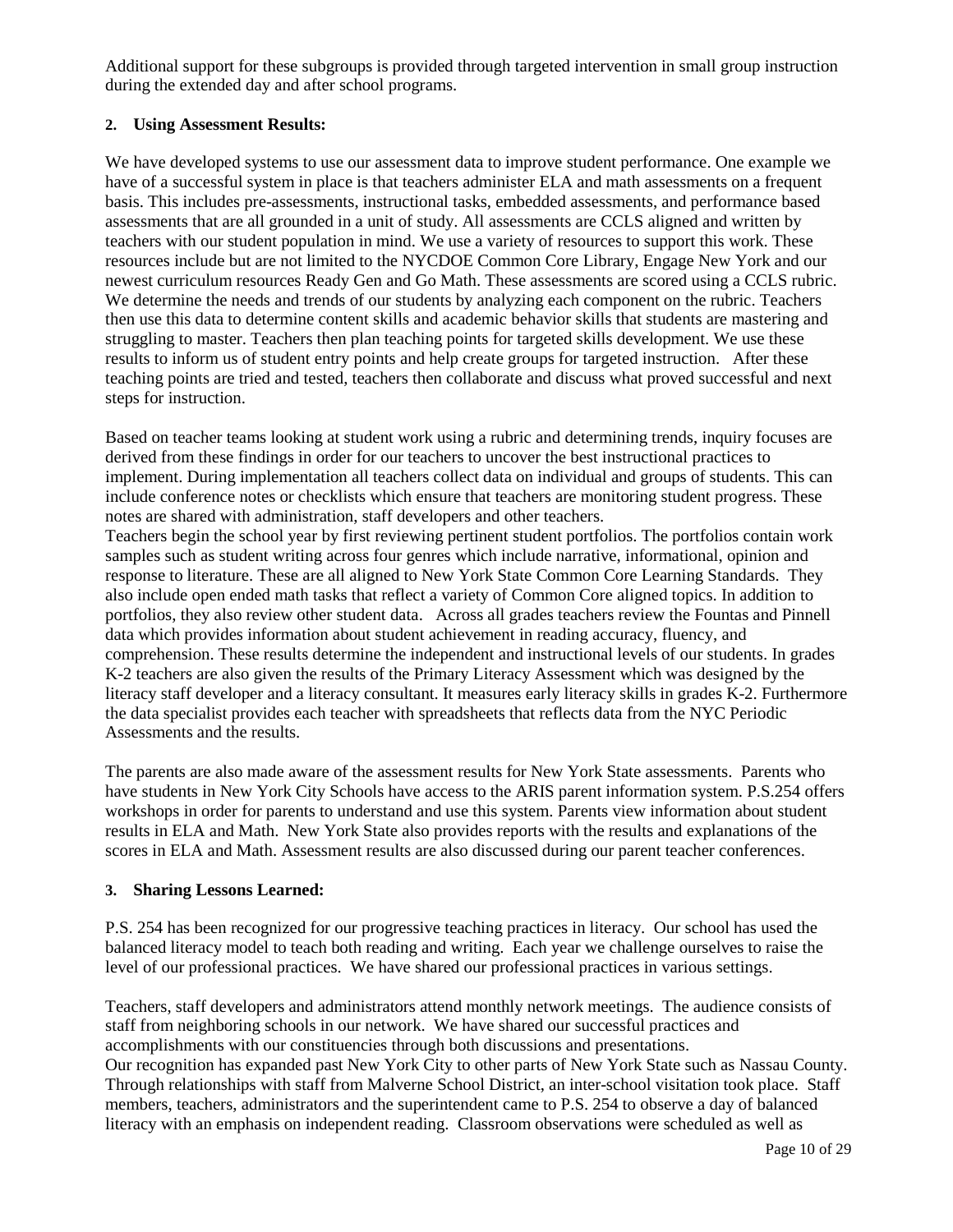Additional support for these subgroups is provided through targeted intervention in small group instruction during the extended day and after school programs.

**2. Using Assessment Results:**

We have developed systems to use our assessment data to improve student performance. One example we have of a successful system in place is that teachers administer ELA and math assessments on a frequent basis. This includes pre-assessments, instructional tasks, embedded assessments, and performance based assessments that are all grounded in a unit of study. All assessments are CCLS aligned and written by teachers with our student population in mind. We use a variety of resources to support this work. These resources include but are not limited to the NYCDOE Common Core Library, Engage New York and our newest curriculum resources Ready Gen and Go Math. These assessments are scored using a CCLS rubric. We determine the needs and trends of our students by analyzing each component on the rubric. Teachers then use this data to determine content skills and academic behavior skills that students are mastering and struggling to master. Teachers then plan teaching points for targeted skills development. We use these results to inform us of student entry points and help create groups for targeted instruction. After these teaching points are tried and tested, teachers then collaborate and discuss what proved successful and next steps for instruction.

Based on teacher teams looking at student work using a rubric and determining trends, inquiry focuses are derived from these findings in order for our teachers to uncover the best instructional practices to implement. During implementation all teachers collect data on individual and groups of students. This can include conference notes or checklists which ensure that teachers are monitoring student progress. These notes are shared with administration, staff developers and other teachers.
Teachers begin the school year by first reviewing pertinent student portfolios. The portfolios contain work samples such as student writing across four genres which include narrative, informational, opinion and response to literature. These are all aligned to New York State Common Core Learning Standards. They also include open ended math tasks that reflect a variety of Common Core aligned topics. In addition to portfolios, they also review other student data. Across all grades teachers review the Fountas and Pinnell data which provides information about student achievement in reading accuracy, fluency, and comprehension. These results determine the independent and instructional levels of our students. In grades K-2 teachers are also given the results of the Primary Literacy Assessment which was designed by the literacy staff developer and a literacy consultant. It measures early literacy skills in grades K-2. Furthermore the data specialist provides each teacher with spreadsheets that reflects data from the NYC Periodic Assessments and the results.

The parents are also made aware of the assessment results for New York State assessments. Parents who have students in New York City Schools have access to the ARIS parent information system. P.S.254 offers workshops in order for parents to understand and use this system. Parents view information about student results in ELA and Math. New York State also provides reports with the results and explanations of the scores in ELA and Math. Assessment results are also discussed during our parent teacher conferences.

**3. Sharing Lessons Learned:**

P.S. 254 has been recognized for our progressive teaching practices in literacy. Our school has used the balanced literacy model to teach both reading and writing. Each year we challenge ourselves to raise the level of our professional practices. We have shared our professional practices in various settings.

Teachers, staff developers and administrators attend monthly network meetings. The audience consists of staff from neighboring schools in our network. We have shared our successful practices and accomplishments with our constituencies through both discussions and presentations.
Our recognition has expanded past New York City to other parts of New York State such as Nassau County. Through relationships with staff from Malverne School District, an inter-school visitation took place. Staff members, teachers, administrators and the superintendent came to P.S. 254 to observe a day of balanced literacy with an emphasis on independent reading. Classroom observations were scheduled as well as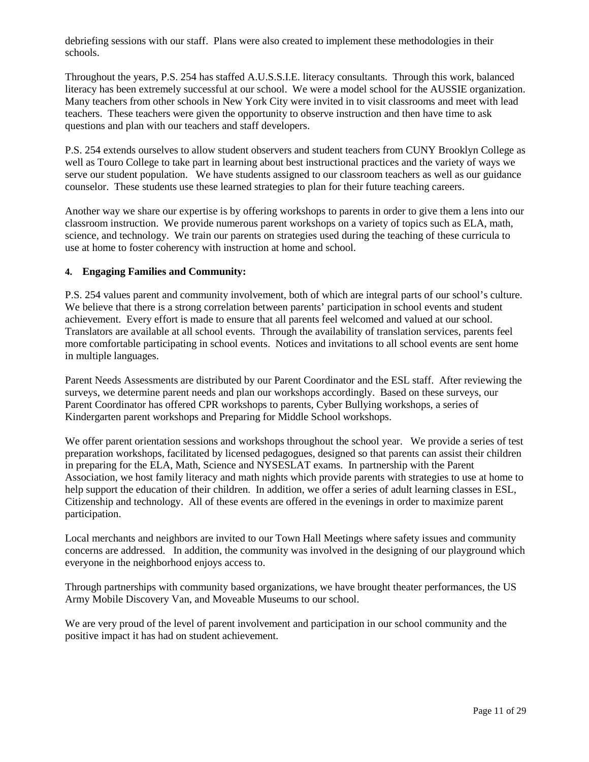debriefing sessions with our staff. Plans were also created to implement these methodologies in their schools.

Throughout the years, P.S. 254 has staffed A.U.S.S.I.E. literacy consultants. Through this work, balanced literacy has been extremely successful at our school. We were a model school for the AUSSIE organization. Many teachers from other schools in New York City were invited in to visit classrooms and meet with lead teachers. These teachers were given the opportunity to observe instruction and then have time to ask questions and plan with our teachers and staff developers.

P.S. 254 extends ourselves to allow student observers and student teachers from CUNY Brooklyn College as well as Touro College to take part in learning about best instructional practices and the variety of ways we serve our student population. We have students assigned to our classroom teachers as well as our guidance counselor. These students use these learned strategies to plan for their future teaching careers.

Another way we share our expertise is by offering workshops to parents in order to give them a lens into our classroom instruction. We provide numerous parent workshops on a variety of topics such as ELA, math, science, and technology. We train our parents on strategies used during the teaching of these curricula to use at home to foster coherency with instruction at home and school.

**4. Engaging Families and Community:**

P.S. 254 values parent and community involvement, both of which are integral parts of our school's culture. We believe that there is a strong correlation between parents' participation in school events and student achievement. Every effort is made to ensure that all parents feel welcomed and valued at our school. Translators are available at all school events. Through the availability of translation services, parents feel more comfortable participating in school events. Notices and invitations to all school events are sent home in multiple languages.

Parent Needs Assessments are distributed by our Parent Coordinator and the ESL staff. After reviewing the surveys, we determine parent needs and plan our workshops accordingly. Based on these surveys, our Parent Coordinator has offered CPR workshops to parents, Cyber Bullying workshops, a series of Kindergarten parent workshops and Preparing for Middle School workshops.

We offer parent orientation sessions and workshops throughout the school year. We provide a series of test preparation workshops, facilitated by licensed pedagogues, designed so that parents can assist their children in preparing for the ELA, Math, Science and NYSESLAT exams. In partnership with the Parent Association, we host family literacy and math nights which provide parents with strategies to use at home to help support the education of their children. In addition, we offer a series of adult learning classes in ESL, Citizenship and technology. All of these events are offered in the evenings in order to maximize parent participation.

Local merchants and neighbors are invited to our Town Hall Meetings where safety issues and community concerns are addressed. In addition, the community was involved in the designing of our playground which everyone in the neighborhood enjoys access to.

Through partnerships with community based organizations, we have brought theater performances, the US Army Mobile Discovery Van, and Moveable Museums to our school.

We are very proud of the level of parent involvement and participation in our school community and the positive impact it has had on student achievement.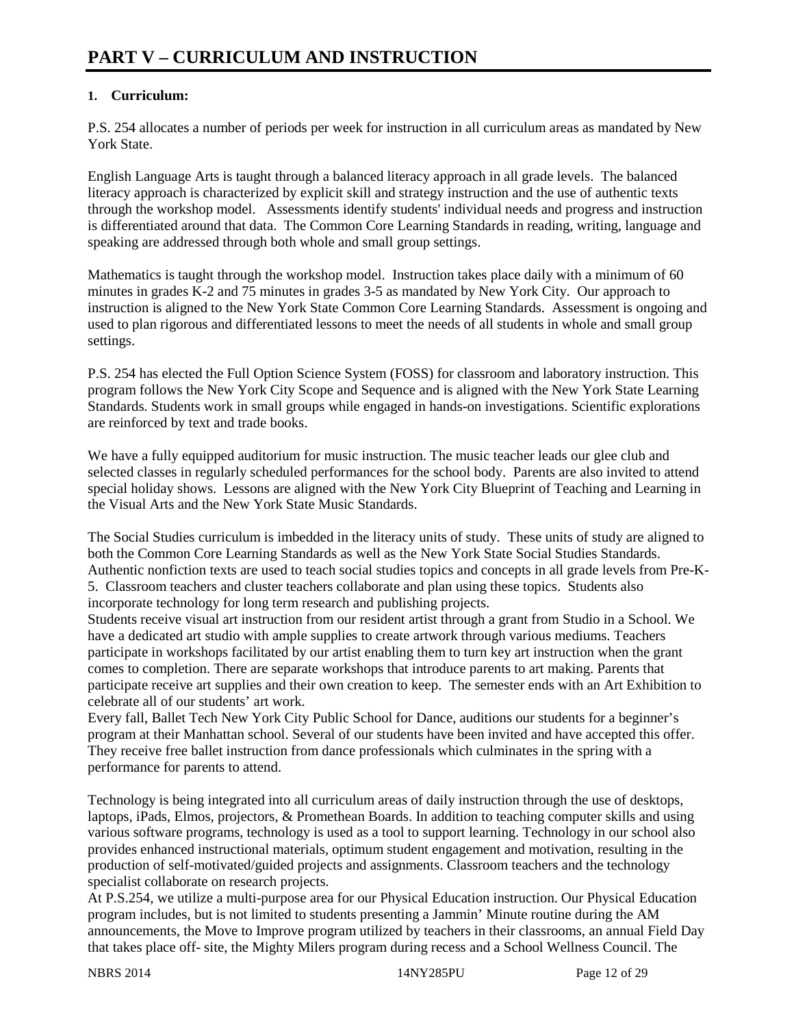# PART V – CURRICULUM AND INSTRUCTION

**1. Curriculum:**

P.S. 254 allocates a number of periods per week for instruction in all curriculum areas as mandated by New York State.

English Language Arts is taught through a balanced literacy approach in all grade levels. The balanced literacy approach is characterized by explicit skill and strategy instruction and the use of authentic texts through the workshop model. Assessments identify students' individual needs and progress and instruction is differentiated around that data. The Common Core Learning Standards in reading, writing, language and speaking are addressed through both whole and small group settings.

Mathematics is taught through the workshop model. Instruction takes place daily with a minimum of 60 minutes in grades K-2 and 75 minutes in grades 3-5 as mandated by New York City. Our approach to instruction is aligned to the New York State Common Core Learning Standards. Assessment is ongoing and used to plan rigorous and differentiated lessons to meet the needs of all students in whole and small group settings.

P.S. 254 has elected the Full Option Science System (FOSS) for classroom and laboratory instruction. This program follows the New York City Scope and Sequence and is aligned with the New York State Learning Standards. Students work in small groups while engaged in hands-on investigations. Scientific explorations are reinforced by text and trade books.

We have a fully equipped auditorium for music instruction. The music teacher leads our glee club and selected classes in regularly scheduled performances for the school body. Parents are also invited to attend special holiday shows. Lessons are aligned with the New York City Blueprint of Teaching and Learning in the Visual Arts and the New York State Music Standards.

The Social Studies curriculum is imbedded in the literacy units of study. These units of study are aligned to both the Common Core Learning Standards as well as the New York State Social Studies Standards. Authentic nonfiction texts are used to teach social studies topics and concepts in all grade levels from Pre-K-5. Classroom teachers and cluster teachers collaborate and plan using these topics. Students also incorporate technology for long term research and publishing projects.

Students receive visual art instruction from our resident artist through a grant from Studio in a School. We have a dedicated art studio with ample supplies to create artwork through various mediums. Teachers participate in workshops facilitated by our artist enabling them to turn key art instruction when the grant comes to completion. There are separate workshops that introduce parents to art making. Parents that participate receive art supplies and their own creation to keep. The semester ends with an Art Exhibition to celebrate all of our students' art work.

Every fall, Ballet Tech New York City Public School for Dance, auditions our students for a beginner's program at their Manhattan school. Several of our students have been invited and have accepted this offer. They receive free ballet instruction from dance professionals which culminates in the spring with a performance for parents to attend.

Technology is being integrated into all curriculum areas of daily instruction through the use of desktops, laptops, iPads, Elmos, projectors, & Promethean Boards. In addition to teaching computer skills and using various software programs, technology is used as a tool to support learning. Technology in our school also provides enhanced instructional materials, optimum student engagement and motivation, resulting in the production of self-motivated/guided projects and assignments. Classroom teachers and the technology specialist collaborate on research projects.

At P.S.254, we utilize a multi-purpose area for our Physical Education instruction. Our Physical Education program includes, but is not limited to students presenting a Jammin' Minute routine during the AM announcements, the Move to Improve program utilized by teachers in their classrooms, an annual Field Day that takes place off- site, the Mighty Milers program during recess and a School Wellness Council. The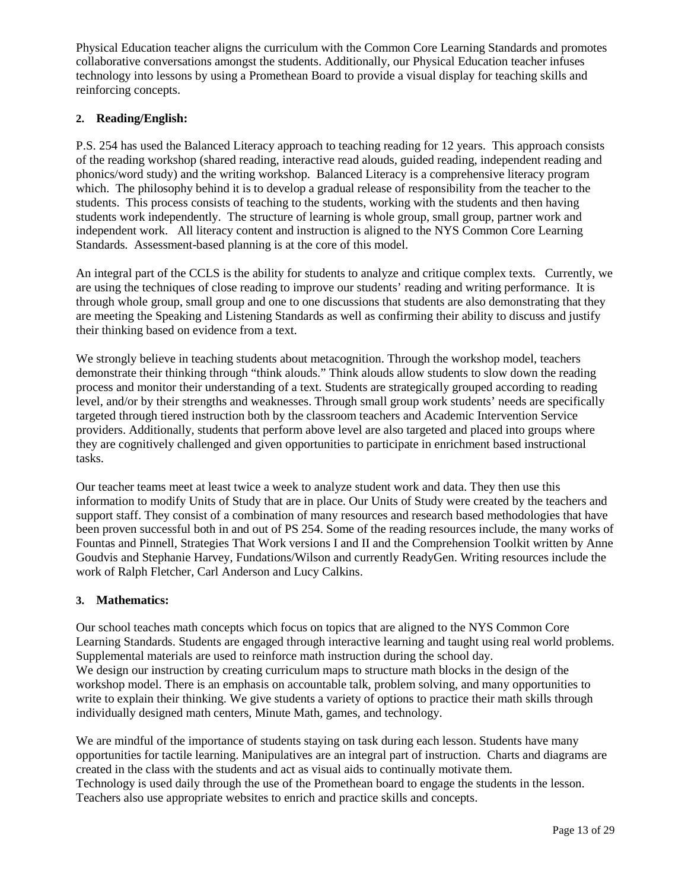Physical Education teacher aligns the curriculum with the Common Core Learning Standards and promotes collaborative conversations amongst the students. Additionally, our Physical Education teacher infuses technology into lessons by using a Promethean Board to provide a visual display for teaching skills and reinforcing concepts.

**2. Reading/English:**

P.S. 254 has used the Balanced Literacy approach to teaching reading for 12 years. This approach consists of the reading workshop (shared reading, interactive read alouds, guided reading, independent reading and phonics/word study) and the writing workshop. Balanced Literacy is a comprehensive literacy program which. The philosophy behind it is to develop a gradual release of responsibility from the teacher to the students. This process consists of teaching to the students, working with the students and then having students work independently. The structure of learning is whole group, small group, partner work and independent work. All literacy content and instruction is aligned to the NYS Common Core Learning Standards. Assessment-based planning is at the core of this model.

An integral part of the CCLS is the ability for students to analyze and critique complex texts. Currently, we are using the techniques of close reading to improve our students' reading and writing performance. It is through whole group, small group and one to one discussions that students are also demonstrating that they are meeting the Speaking and Listening Standards as well as confirming their ability to discuss and justify their thinking based on evidence from a text.

We strongly believe in teaching students about metacognition. Through the workshop model, teachers demonstrate their thinking through "think alouds." Think alouds allow students to slow down the reading process and monitor their understanding of a text. Students are strategically grouped according to reading level, and/or by their strengths and weaknesses. Through small group work students' needs are specifically targeted through tiered instruction both by the classroom teachers and Academic Intervention Service providers. Additionally, students that perform above level are also targeted and placed into groups where they are cognitively challenged and given opportunities to participate in enrichment based instructional tasks.

Our teacher teams meet at least twice a week to analyze student work and data. They then use this information to modify Units of Study that are in place. Our Units of Study were created by the teachers and support staff. They consist of a combination of many resources and research based methodologies that have been proven successful both in and out of PS 254. Some of the reading resources include, the many works of Fountas and Pinnell, Strategies That Work versions I and II and the Comprehension Toolkit written by Anne Goudvis and Stephanie Harvey, Fundations/Wilson and currently ReadyGen. Writing resources include the work of Ralph Fletcher, Carl Anderson and Lucy Calkins.

**3. Mathematics:**

Our school teaches math concepts which focus on topics that are aligned to the NYS Common Core Learning Standards. Students are engaged through interactive learning and taught using real world problems. Supplemental materials are used to reinforce math instruction during the school day.
We design our instruction by creating curriculum maps to structure math blocks in the design of the workshop model. There is an emphasis on accountable talk, problem solving, and many opportunities to write to explain their thinking. We give students a variety of options to practice their math skills through individually designed math centers, Minute Math, games, and technology.

We are mindful of the importance of students staying on task during each lesson. Students have many opportunities for tactile learning. Manipulatives are an integral part of instruction. Charts and diagrams are created in the class with the students and act as visual aids to continually motivate them.
Technology is used daily through the use of the Promethean board to engage the students in the lesson. Teachers also use appropriate websites to enrich and practice skills and concepts.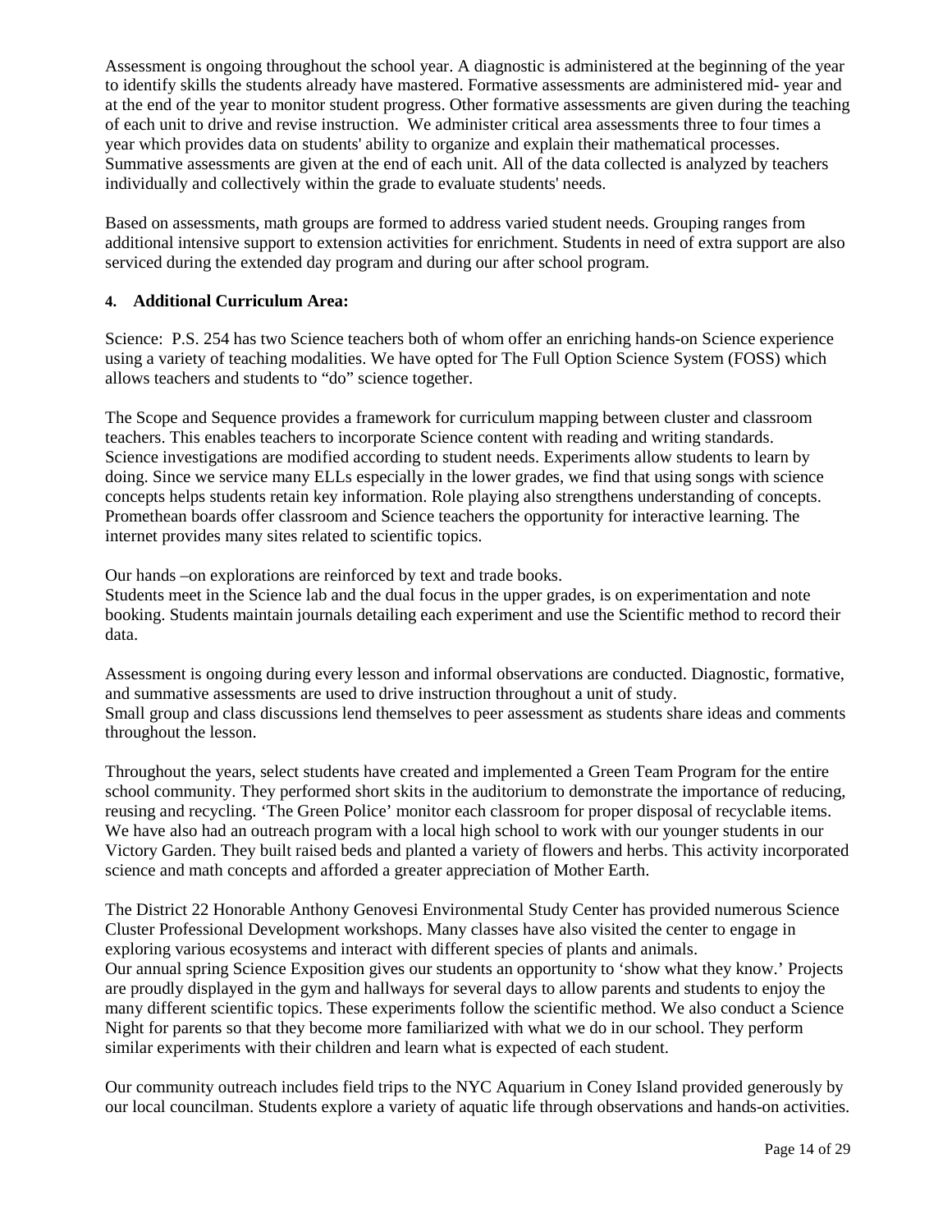Assessment is ongoing throughout the school year. A diagnostic is administered at the beginning of the year to identify skills the students already have mastered. Formative assessments are administered mid- year and at the end of the year to monitor student progress. Other formative assessments are given during the teaching of each unit to drive and revise instruction. We administer critical area assessments three to four times a year which provides data on students' ability to organize and explain their mathematical processes. Summative assessments are given at the end of each unit. All of the data collected is analyzed by teachers individually and collectively within the grade to evaluate students' needs.

Based on assessments, math groups are formed to address varied student needs. Grouping ranges from additional intensive support to extension activities for enrichment. Students in need of extra support are also serviced during the extended day program and during our after school program.

**4. Additional Curriculum Area:**

Science: P.S. 254 has two Science teachers both of whom offer an enriching hands-on Science experience using a variety of teaching modalities. We have opted for The Full Option Science System (FOSS) which allows teachers and students to "do" science together.

The Scope and Sequence provides a framework for curriculum mapping between cluster and classroom teachers. This enables teachers to incorporate Science content with reading and writing standards. Science investigations are modified according to student needs. Experiments allow students to learn by doing. Since we service many ELLs especially in the lower grades, we find that using songs with science concepts helps students retain key information. Role playing also strengthens understanding of concepts. Promethean boards offer classroom and Science teachers the opportunity for interactive learning. The internet provides many sites related to scientific topics.

Our hands –on explorations are reinforced by text and trade books.
Students meet in the Science lab and the dual focus in the upper grades, is on experimentation and note booking. Students maintain journals detailing each experiment and use the Scientific method to record their data.

Assessment is ongoing during every lesson and informal observations are conducted. Diagnostic, formative, and summative assessments are used to drive instruction throughout a unit of study.
Small group and class discussions lend themselves to peer assessment as students share ideas and comments throughout the lesson.

Throughout the years, select students have created and implemented a Green Team Program for the entire school community. They performed short skits in the auditorium to demonstrate the importance of reducing, reusing and recycling. 'The Green Police' monitor each classroom for proper disposal of recyclable items. We have also had an outreach program with a local high school to work with our younger students in our Victory Garden. They built raised beds and planted a variety of flowers and herbs. This activity incorporated science and math concepts and afforded a greater appreciation of Mother Earth.

The District 22 Honorable Anthony Genovesi Environmental Study Center has provided numerous Science Cluster Professional Development workshops. Many classes have also visited the center to engage in exploring various ecosystems and interact with different species of plants and animals.
Our annual spring Science Exposition gives our students an opportunity to 'show what they know.' Projects are proudly displayed in the gym and hallways for several days to allow parents and students to enjoy the many different scientific topics. These experiments follow the scientific method. We also conduct a Science Night for parents so that they become more familiarized with what we do in our school. They perform similar experiments with their children and learn what is expected of each student.

Our community outreach includes field trips to the NYC Aquarium in Coney Island provided generously by our local councilman. Students explore a variety of aquatic life through observations and hands-on activities.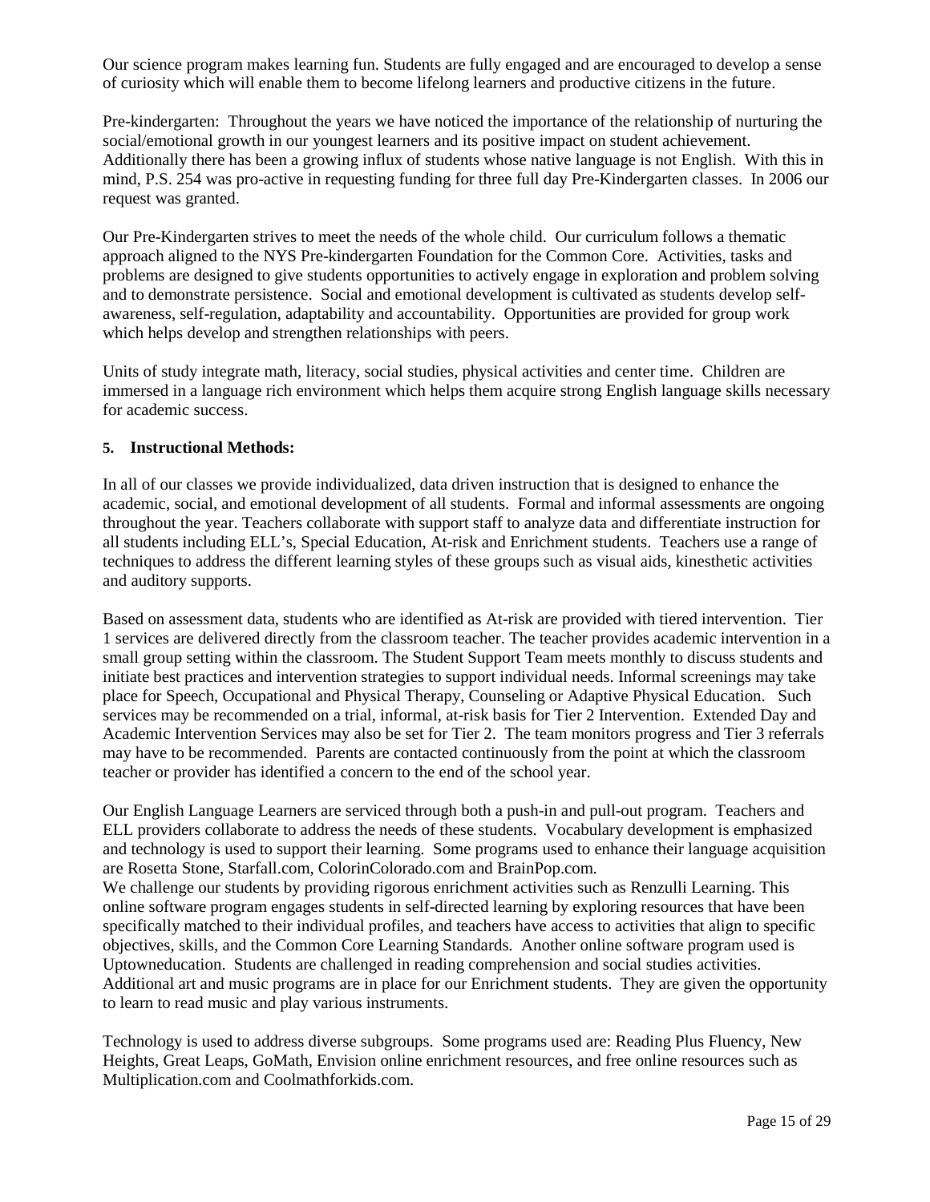Our science program makes learning fun. Students are fully engaged and are encouraged to develop a sense of curiosity which will enable them to become lifelong learners and productive citizens in the future.

Pre-kindergarten: Throughout the years we have noticed the importance of the relationship of nurturing the social/emotional growth in our youngest learners and its positive impact on student achievement. Additionally there has been a growing influx of students whose native language is not English. With this in mind, P.S. 254 was pro-active in requesting funding for three full day Pre-Kindergarten classes. In 2006 our request was granted.

Our Pre-Kindergarten strives to meet the needs of the whole child. Our curriculum follows a thematic approach aligned to the NYS Pre-kindergarten Foundation for the Common Core. Activities, tasks and problems are designed to give students opportunities to actively engage in exploration and problem solving and to demonstrate persistence. Social and emotional development is cultivated as students develop self-awareness, self-regulation, adaptability and accountability. Opportunities are provided for group work which helps develop and strengthen relationships with peers.

Units of study integrate math, literacy, social studies, physical activities and center time. Children are immersed in a language rich environment which helps them acquire strong English language skills necessary for academic success.

**5. Instructional Methods:**

In all of our classes we provide individualized, data driven instruction that is designed to enhance the academic, social, and emotional development of all students. Formal and informal assessments are ongoing throughout the year. Teachers collaborate with support staff to analyze data and differentiate instruction for all students including ELL's, Special Education, At-risk and Enrichment students. Teachers use a range of techniques to address the different learning styles of these groups such as visual aids, kinesthetic activities and auditory supports.

Based on assessment data, students who are identified as At-risk are provided with tiered intervention. Tier 1 services are delivered directly from the classroom teacher. The teacher provides academic intervention in a small group setting within the classroom. The Student Support Team meets monthly to discuss students and initiate best practices and intervention strategies to support individual needs. Informal screenings may take place for Speech, Occupational and Physical Therapy, Counseling or Adaptive Physical Education. Such services may be recommended on a trial, informal, at-risk basis for Tier 2 Intervention. Extended Day and Academic Intervention Services may also be set for Tier 2. The team monitors progress and Tier 3 referrals may have to be recommended. Parents are contacted continuously from the point at which the classroom teacher or provider has identified a concern to the end of the school year.

Our English Language Learners are serviced through both a push-in and pull-out program. Teachers and ELL providers collaborate to address the needs of these students. Vocabulary development is emphasized and technology is used to support their learning. Some programs used to enhance their language acquisition are Rosetta Stone, Starfall.com, ColorinColorado.com and BrainPop.com.
We challenge our students by providing rigorous enrichment activities such as Renzulli Learning. This online software program engages students in self-directed learning by exploring resources that have been specifically matched to their individual profiles, and teachers have access to activities that align to specific objectives, skills, and the Common Core Learning Standards. Another online software program used is Uptowneducation. Students are challenged in reading comprehension and social studies activities. Additional art and music programs are in place for our Enrichment students. They are given the opportunity to learn to read music and play various instruments.

Technology is used to address diverse subgroups. Some programs used are: Reading Plus Fluency, New Heights, Great Leaps, GoMath, Envision online enrichment resources, and free online resources such as Multiplication.com and Coolmathforkids.com.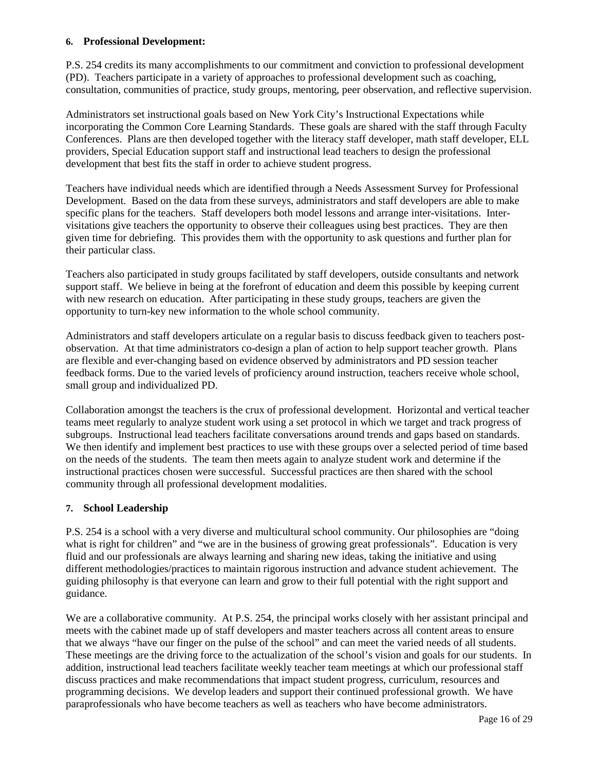**6. Professional Development:**

P.S. 254 credits its many accomplishments to our commitment and conviction to professional development (PD). Teachers participate in a variety of approaches to professional development such as coaching, consultation, communities of practice, study groups, mentoring, peer observation, and reflective supervision.

Administrators set instructional goals based on New York City's Instructional Expectations while incorporating the Common Core Learning Standards. These goals are shared with the staff through Faculty Conferences. Plans are then developed together with the literacy staff developer, math staff developer, ELL providers, Special Education support staff and instructional lead teachers to design the professional development that best fits the staff in order to achieve student progress.

Teachers have individual needs which are identified through a Needs Assessment Survey for Professional Development. Based on the data from these surveys, administrators and staff developers are able to make specific plans for the teachers. Staff developers both model lessons and arrange inter-visitations. Inter-visitations give teachers the opportunity to observe their colleagues using best practices. They are then given time for debriefing. This provides them with the opportunity to ask questions and further plan for their particular class.

Teachers also participated in study groups facilitated by staff developers, outside consultants and network support staff. We believe in being at the forefront of education and deem this possible by keeping current with new research on education. After participating in these study groups, teachers are given the opportunity to turn-key new information to the whole school community.

Administrators and staff developers articulate on a regular basis to discuss feedback given to teachers post-observation. At that time administrators co-design a plan of action to help support teacher growth. Plans are flexible and ever-changing based on evidence observed by administrators and PD session teacher feedback forms. Due to the varied levels of proficiency around instruction, teachers receive whole school, small group and individualized PD.

Collaboration amongst the teachers is the crux of professional development. Horizontal and vertical teacher teams meet regularly to analyze student work using a set protocol in which we target and track progress of subgroups. Instructional lead teachers facilitate conversations around trends and gaps based on standards. We then identify and implement best practices to use with these groups over a selected period of time based on the needs of the students. The team then meets again to analyze student work and determine if the instructional practices chosen were successful. Successful practices are then shared with the school community through all professional development modalities.

**7. School Leadership**

P.S. 254 is a school with a very diverse and multicultural school community. Our philosophies are "doing what is right for children" and "we are in the business of growing great professionals". Education is very fluid and our professionals are always learning and sharing new ideas, taking the initiative and using different methodologies/practices to maintain rigorous instruction and advance student achievement. The guiding philosophy is that everyone can learn and grow to their full potential with the right support and guidance.

We are a collaborative community. At P.S. 254, the principal works closely with her assistant principal and meets with the cabinet made up of staff developers and master teachers across all content areas to ensure that we always "have our finger on the pulse of the school" and can meet the varied needs of all students. These meetings are the driving force to the actualization of the school's vision and goals for our students. In addition, instructional lead teachers facilitate weekly teacher team meetings at which our professional staff discuss practices and make recommendations that impact student progress, curriculum, resources and programming decisions. We develop leaders and support their continued professional growth. We have paraprofessionals who have become teachers as well as teachers who have become administrators.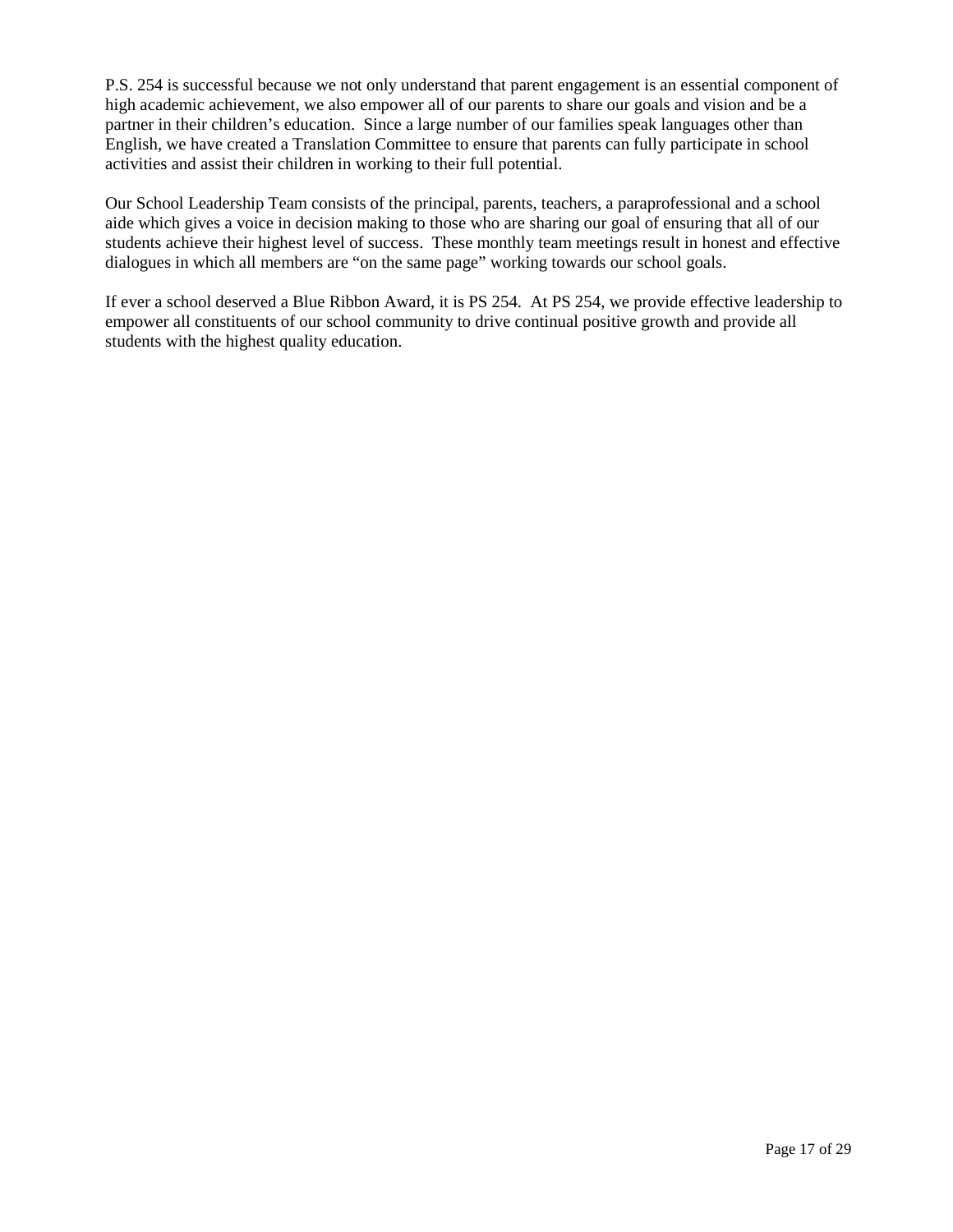P.S. 254 is successful because we not only understand that parent engagement is an essential component of high academic achievement, we also empower all of our parents to share our goals and vision and be a partner in their children's education. Since a large number of our families speak languages other than English, we have created a Translation Committee to ensure that parents can fully participate in school activities and assist their children in working to their full potential.

Our School Leadership Team consists of the principal, parents, teachers, a paraprofessional and a school aide which gives a voice in decision making to those who are sharing our goal of ensuring that all of our students achieve their highest level of success. These monthly team meetings result in honest and effective dialogues in which all members are "on the same page" working towards our school goals.

If ever a school deserved a Blue Ribbon Award, it is PS 254. At PS 254, we provide effective leadership to empower all constituents of our school community to drive continual positive growth and provide all students with the highest quality education.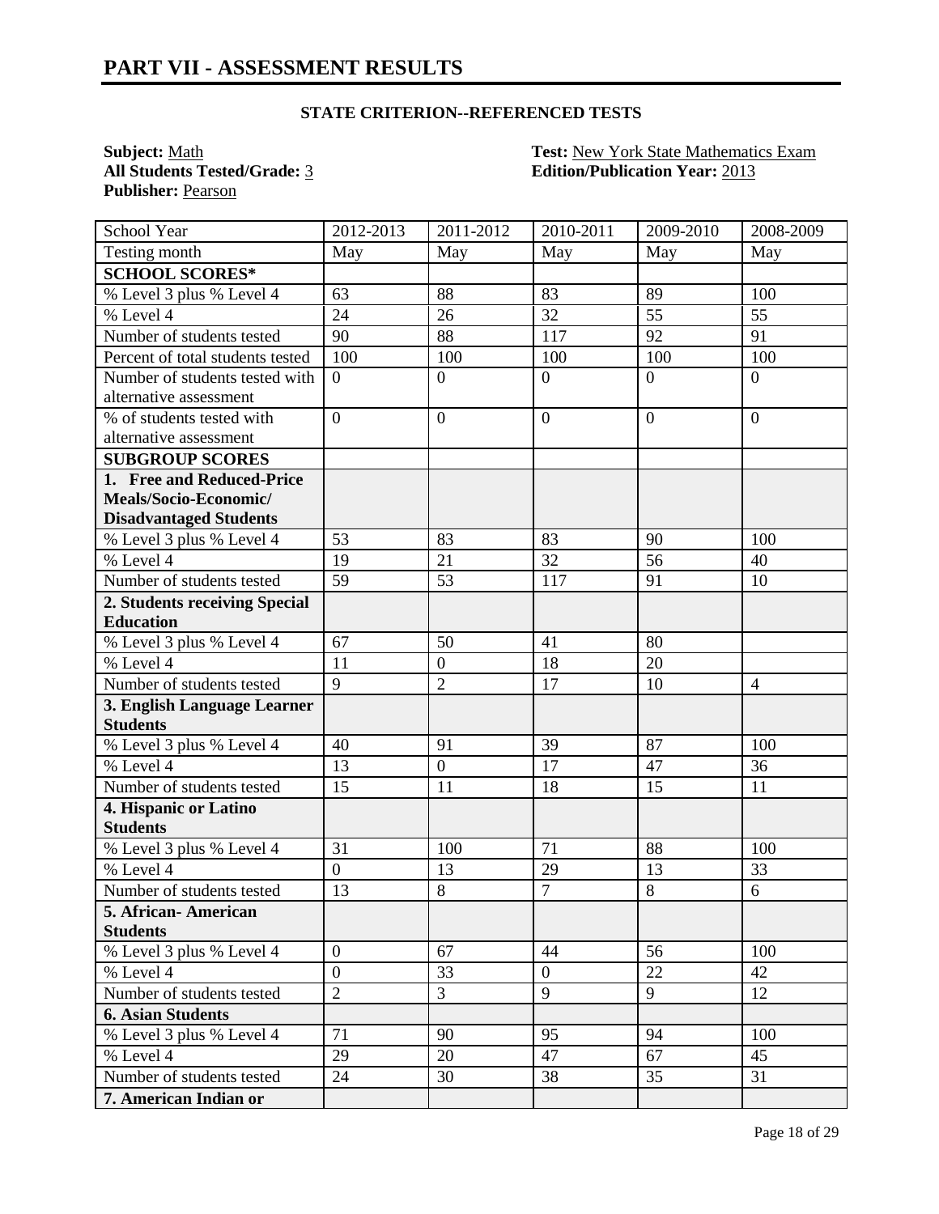# PART VII - ASSESSMENT RESULTS

**STATE CRITERION--REFERENCED TESTS**

**Subject:** Math
**All Students Tested/Grade:** 3
**Publisher:** Pearson

**Test:** New York State Mathematics Exam
**Edition/Publication Year:** 2013

| School Year | 2012-2013 | 2011-2012 | 2010-2011 | 2009-2010 | 2008-2009 |
|---|---|---|---|---|---|
| Testing month | May | May | May | May | May |
| **SCHOOL SCORES*** | | | | | |
| % Level 3 plus % Level 4 | 63 | 88 | 83 | 89 | 100 |
| % Level 4 | 24 | 26 | 32 | 55 | 55 |
| Number of students tested | 90 | 88 | 117 | 92 | 91 |
| Percent of total students tested | 100 | 100 | 100 | 100 | 100 |
| Number of students tested with alternative assessment | 0 | 0 | 0 | 0 | 0 |
| % of students tested with alternative assessment | 0 | 0 | 0 | 0 | 0 |
| **SUBGROUP SCORES** | | | | | |
| **1. Free and Reduced-Price Meals/Socio-Economic/ Disadvantaged Students** | | | | | |
| % Level 3 plus % Level 4 | 53 | 83 | 83 | 90 | 100 |
| % Level 4 | 19 | 21 | 32 | 56 | 40 |
| Number of students tested | 59 | 53 | 117 | 91 | 10 |
| **2. Students receiving Special Education** | | | | | |
| % Level 3 plus % Level 4 | 67 | 50 | 41 | 80 | |
| % Level 4 | 11 | 0 | 18 | 20 | |
| Number of students tested | 9 | 2 | 17 | 10 | 4 |
| **3. English Language Learner Students** | | | | | |
| % Level 3 plus % Level 4 | 40 | 91 | 39 | 87 | 100 |
| % Level 4 | 13 | 0 | 17 | 47 | 36 |
| Number of students tested | 15 | 11 | 18 | 15 | 11 |
| **4. Hispanic or Latino Students** | | | | | |
| % Level 3 plus % Level 4 | 31 | 100 | 71 | 88 | 100 |
| % Level 4 | 0 | 13 | 29 | 13 | 33 |
| Number of students tested | 13 | 8 | 7 | 8 | 6 |
| **5. African- American Students** | | | | | |
| % Level 3 plus % Level 4 | 0 | 67 | 44 | 56 | 100 |
| % Level 4 | 0 | 33 | 0 | 22 | 42 |
| Number of students tested | 2 | 3 | 9 | 9 | 12 |
| **6. Asian Students** | | | | | |
| % Level 3 plus % Level 4 | 71 | 90 | 95 | 94 | 100 |
| % Level 4 | 29 | 20 | 47 | 67 | 45 |
| Number of students tested | 24 | 30 | 38 | 35 | 31 |
| **7. American Indian or** | | | | | |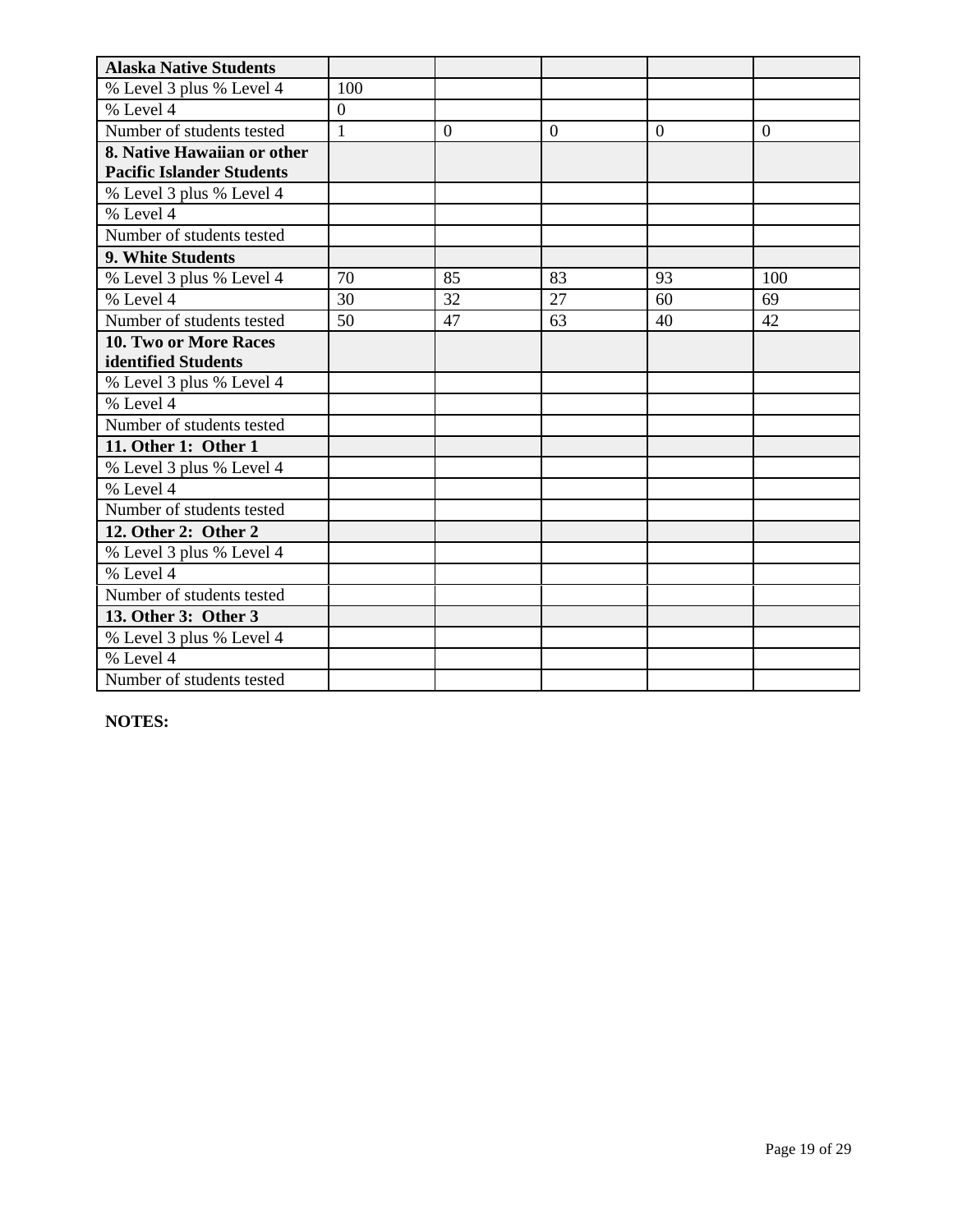| **Alaska Native Students** | | | | | |
|---|---|---|---|---|---|
| % Level 3 plus % Level 4 | 100 | | | | |
| % Level 4 | 0 | | | | |
| Number of students tested | 1 | 0 | 0 | 0 | 0 |
| **8. Native Hawaiian or other Pacific Islander Students** | | | | | |
| % Level 3 plus % Level 4 | | | | | |
| % Level 4 | | | | | |
| Number of students tested | | | | | |
| **9. White Students** | | | | | |
| % Level 3 plus % Level 4 | 70 | 85 | 83 | 93 | 100 |
| % Level 4 | 30 | 32 | 27 | 60 | 69 |
| Number of students tested | 50 | 47 | 63 | 40 | 42 |
| **10. Two or More Races identified Students** | | | | | |
| % Level 3 plus % Level 4 | | | | | |
| % Level 4 | | | | | |
| Number of students tested | | | | | |
| **11. Other 1: Other 1** | | | | | |
| % Level 3 plus % Level 4 | | | | | |
| % Level 4 | | | | | |
| Number of students tested | | | | | |
| **12. Other 2: Other 2** | | | | | |
| % Level 3 plus % Level 4 | | | | | |
| % Level 4 | | | | | |
| Number of students tested | | | | | |
| **13. Other 3: Other 3** | | | | | |
| % Level 3 plus % Level 4 | | | | | |
| % Level 4 | | | | | |
| Number of students tested | | | | | |

**NOTES:**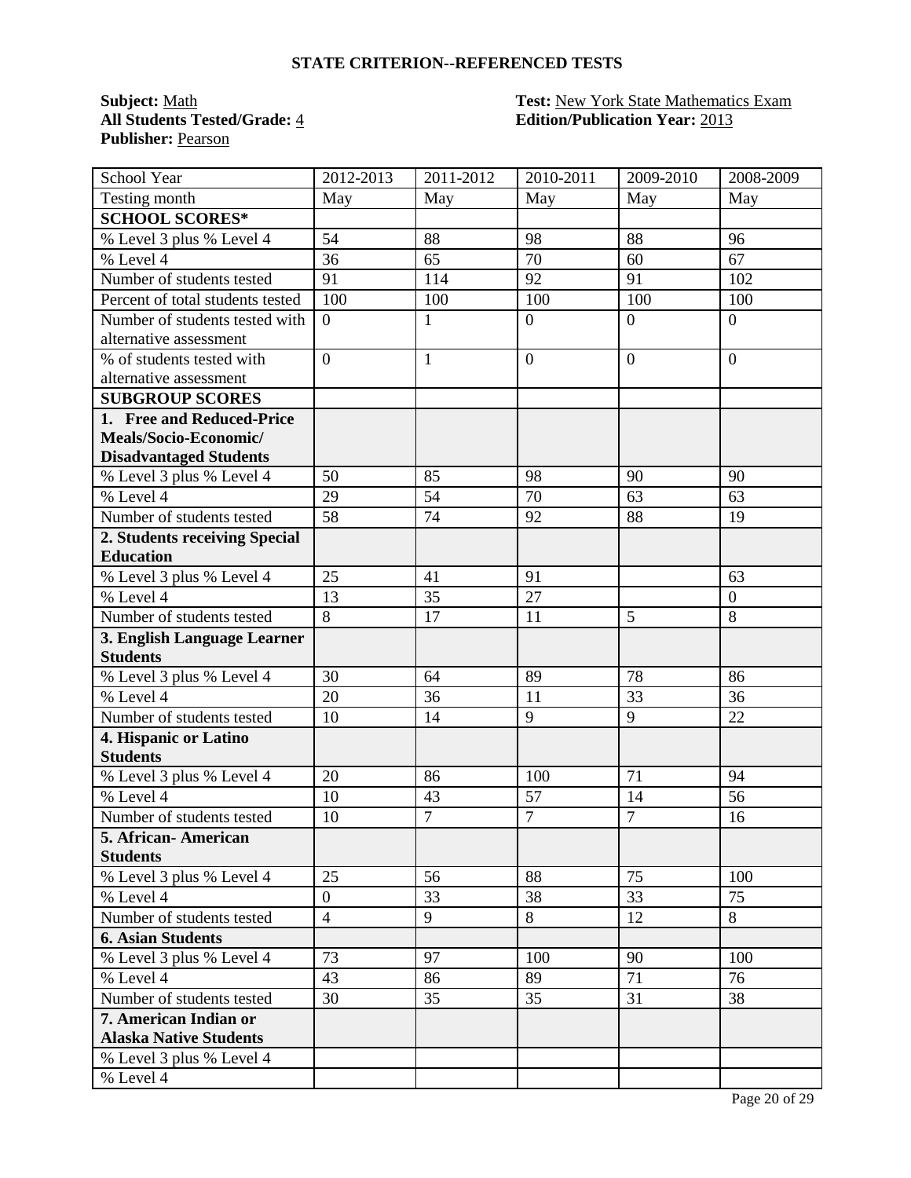## STATE CRITERION--REFERENCED TESTS

**Subject:** Math
**All Students Tested/Grade:** 4
**Publisher:** Pearson

**Test:** New York State Mathematics Exam
**Edition/Publication Year:** 2013

| School Year | 2012-2013 | 2011-2012 | 2010-2011 | 2009-2010 | 2008-2009 |
|---|---|---|---|---|---|
| Testing month | May | May | May | May | May |
| **SCHOOL SCORES*** | | | | | |
| % Level 3 plus % Level 4 | 54 | 88 | 98 | 88 | 96 |
| % Level 4 | 36 | 65 | 70 | 60 | 67 |
| Number of students tested | 91 | 114 | 92 | 91 | 102 |
| Percent of total students tested | 100 | 100 | 100 | 100 | 100 |
| Number of students tested with alternative assessment | 0 | 1 | 0 | 0 | 0 |
| % of students tested with alternative assessment | 0 | 1 | 0 | 0 | 0 |
| **SUBGROUP SCORES** | | | | | |
| **1. Free and Reduced-Price Meals/Socio-Economic/ Disadvantaged Students** | | | | | |
| % Level 3 plus % Level 4 | 50 | 85 | 98 | 90 | 90 |
| % Level 4 | 29 | 54 | 70 | 63 | 63 |
| Number of students tested | 58 | 74 | 92 | 88 | 19 |
| **2. Students receiving Special Education** | | | | | |
| % Level 3 plus % Level 4 | 25 | 41 | 91 | | 63 |
| % Level 4 | 13 | 35 | 27 | | 0 |
| Number of students tested | 8 | 17 | 11 | 5 | 8 |
| **3. English Language Learner Students** | | | | | |
| % Level 3 plus % Level 4 | 30 | 64 | 89 | 78 | 86 |
| % Level 4 | 20 | 36 | 11 | 33 | 36 |
| Number of students tested | 10 | 14 | 9 | 9 | 22 |
| **4. Hispanic or Latino Students** | | | | | |
| % Level 3 plus % Level 4 | 20 | 86 | 100 | 71 | 94 |
| % Level 4 | 10 | 43 | 57 | 14 | 56 |
| Number of students tested | 10 | 7 | 7 | 7 | 16 |
| **5. African- American Students** | | | | | |
| % Level 3 plus % Level 4 | 25 | 56 | 88 | 75 | 100 |
| % Level 4 | 0 | 33 | 38 | 33 | 75 |
| Number of students tested | 4 | 9 | 8 | 12 | 8 |
| **6. Asian Students** | | | | | |
| % Level 3 plus % Level 4 | 73 | 97 | 100 | 90 | 100 |
| % Level 4 | 43 | 86 | 89 | 71 | 76 |
| Number of students tested | 30 | 35 | 35 | 31 | 38 |
| **7. American Indian or Alaska Native Students** | | | | | |
| % Level 3 plus % Level 4 | | | | | |
| % Level 4 | | | | | |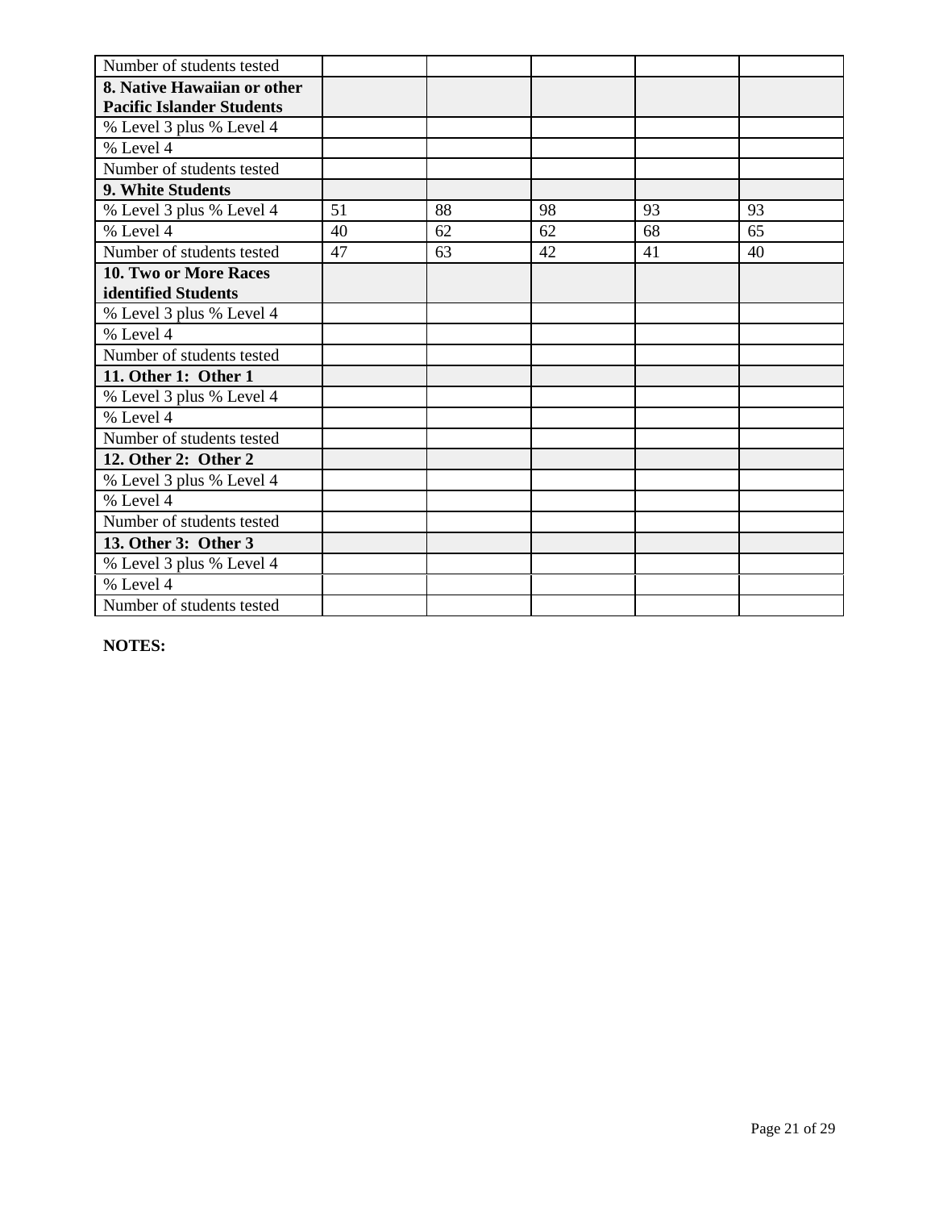| | | | | | |
|---|---|---|---|---|---|
| Number of students tested | | | | | |
| **8. Native Hawaiian or other Pacific Islander Students** | | | | | |
| % Level 3 plus % Level 4 | | | | | |
| % Level 4 | | | | | |
| Number of students tested | | | | | |
| **9. White Students** | | | | | |
| % Level 3 plus % Level 4 | 51 | 88 | 98 | 93 | 93 |
| % Level 4 | 40 | 62 | 62 | 68 | 65 |
| Number of students tested | 47 | 63 | 42 | 41 | 40 |
| **10. Two or More Races identified Students** | | | | | |
| % Level 3 plus % Level 4 | | | | | |
| % Level 4 | | | | | |
| Number of students tested | | | | | |
| **11. Other 1: Other 1** | | | | | |
| % Level 3 plus % Level 4 | | | | | |
| % Level 4 | | | | | |
| Number of students tested | | | | | |
| **12. Other 2: Other 2** | | | | | |
| % Level 3 plus % Level 4 | | | | | |
| % Level 4 | | | | | |
| Number of students tested | | | | | |
| **13. Other 3: Other 3** | | | | | |
| % Level 3 plus % Level 4 | | | | | |
| % Level 4 | | | | | |
| Number of students tested | | | | | |

**NOTES:**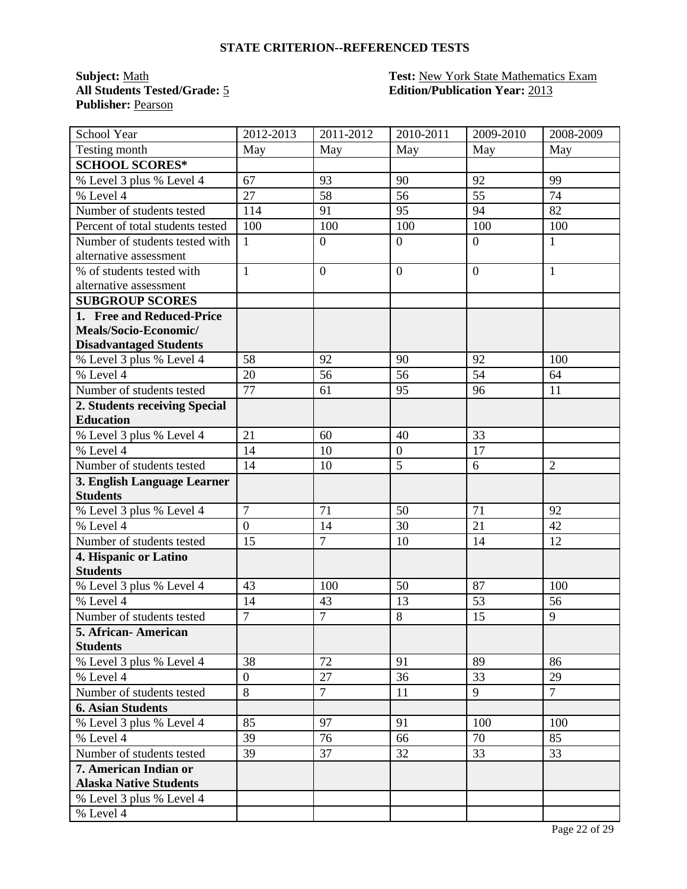## STATE CRITERION--REFERENCED TESTS

**Subject:** Math
**All Students Tested/Grade:** 5
**Publisher:** Pearson

**Test:** New York State Mathematics Exam
**Edition/Publication Year:** 2013

| School Year | 2012-2013 | 2011-2012 | 2010-2011 | 2009-2010 | 2008-2009 |
|---|---|---|---|---|---|
| Testing month | May | May | May | May | May |
| **SCHOOL SCORES*** | | | | | |
| % Level 3 plus % Level 4 | 67 | 93 | 90 | 92 | 99 |
| % Level 4 | 27 | 58 | 56 | 55 | 74 |
| Number of students tested | 114 | 91 | 95 | 94 | 82 |
| Percent of total students tested | 100 | 100 | 100 | 100 | 100 |
| Number of students tested with alternative assessment | 1 | 0 | 0 | 0 | 1 |
| % of students tested with alternative assessment | 1 | 0 | 0 | 0 | 1 |
| **SUBGROUP SCORES** | | | | | |
| **1. Free and Reduced-Price Meals/Socio-Economic/ Disadvantaged Students** | | | | | |
| % Level 3 plus % Level 4 | 58 | 92 | 90 | 92 | 100 |
| % Level 4 | 20 | 56 | 56 | 54 | 64 |
| Number of students tested | 77 | 61 | 95 | 96 | 11 |
| **2. Students receiving Special Education** | | | | | |
| % Level 3 plus % Level 4 | 21 | 60 | 40 | 33 | |
| % Level 4 | 14 | 10 | 0 | 17 | |
| Number of students tested | 14 | 10 | 5 | 6 | 2 |
| **3. English Language Learner Students** | | | | | |
| % Level 3 plus % Level 4 | 7 | 71 | 50 | 71 | 92 |
| % Level 4 | 0 | 14 | 30 | 21 | 42 |
| Number of students tested | 15 | 7 | 10 | 14 | 12 |
| **4. Hispanic or Latino Students** | | | | | |
| % Level 3 plus % Level 4 | 43 | 100 | 50 | 87 | 100 |
| % Level 4 | 14 | 43 | 13 | 53 | 56 |
| Number of students tested | 7 | 7 | 8 | 15 | 9 |
| **5. African- American Students** | | | | | |
| % Level 3 plus % Level 4 | 38 | 72 | 91 | 89 | 86 |
| % Level 4 | 0 | 27 | 36 | 33 | 29 |
| Number of students tested | 8 | 7 | 11 | 9 | 7 |
| **6. Asian Students** | | | | | |
| % Level 3 plus % Level 4 | 85 | 97 | 91 | 100 | 100 |
| % Level 4 | 39 | 76 | 66 | 70 | 85 |
| Number of students tested | 39 | 37 | 32 | 33 | 33 |
| **7. American Indian or Alaska Native Students** | | | | | |
| % Level 3 plus % Level 4 | | | | | |
| % Level 4 | | | | | |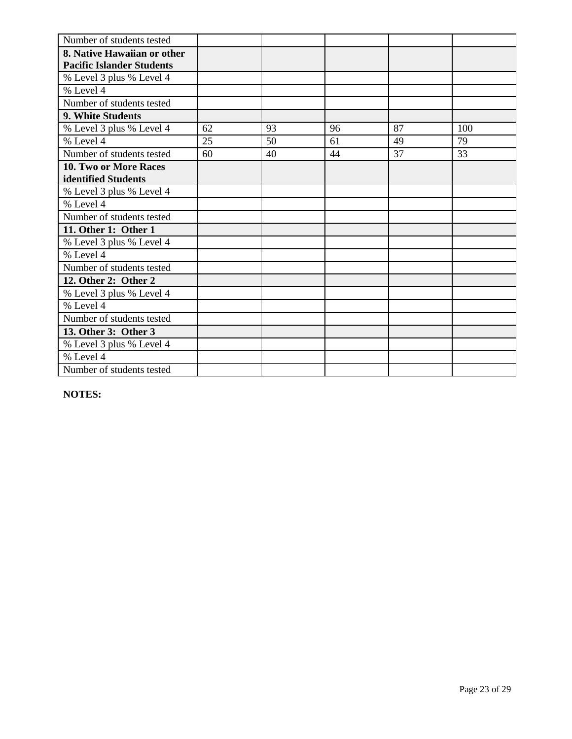| Number of students tested | | | | | |
|---|---|---|---|---|---|
| **8. Native Hawaiian or other Pacific Islander Students** | | | | | |
| % Level 3 plus % Level 4 | | | | | |
| % Level 4 | | | | | |
| Number of students tested | | | | | |
| **9. White Students** | | | | | |
| % Level 3 plus % Level 4 | 62 | 93 | 96 | 87 | 100 |
| % Level 4 | 25 | 50 | 61 | 49 | 79 |
| Number of students tested | 60 | 40 | 44 | 37 | 33 |
| **10. Two or More Races identified Students** | | | | | |
| % Level 3 plus % Level 4 | | | | | |
| % Level 4 | | | | | |
| Number of students tested | | | | | |
| **11. Other 1: Other 1** | | | | | |
| % Level 3 plus % Level 4 | | | | | |
| % Level 4 | | | | | |
| Number of students tested | | | | | |
| **12. Other 2: Other 2** | | | | | |
| % Level 3 plus % Level 4 | | | | | |
| % Level 4 | | | | | |
| Number of students tested | | | | | |
| **13. Other 3: Other 3** | | | | | |
| % Level 3 plus % Level 4 | | | | | |
| % Level 4 | | | | | |
| Number of students tested | | | | | |

**NOTES:**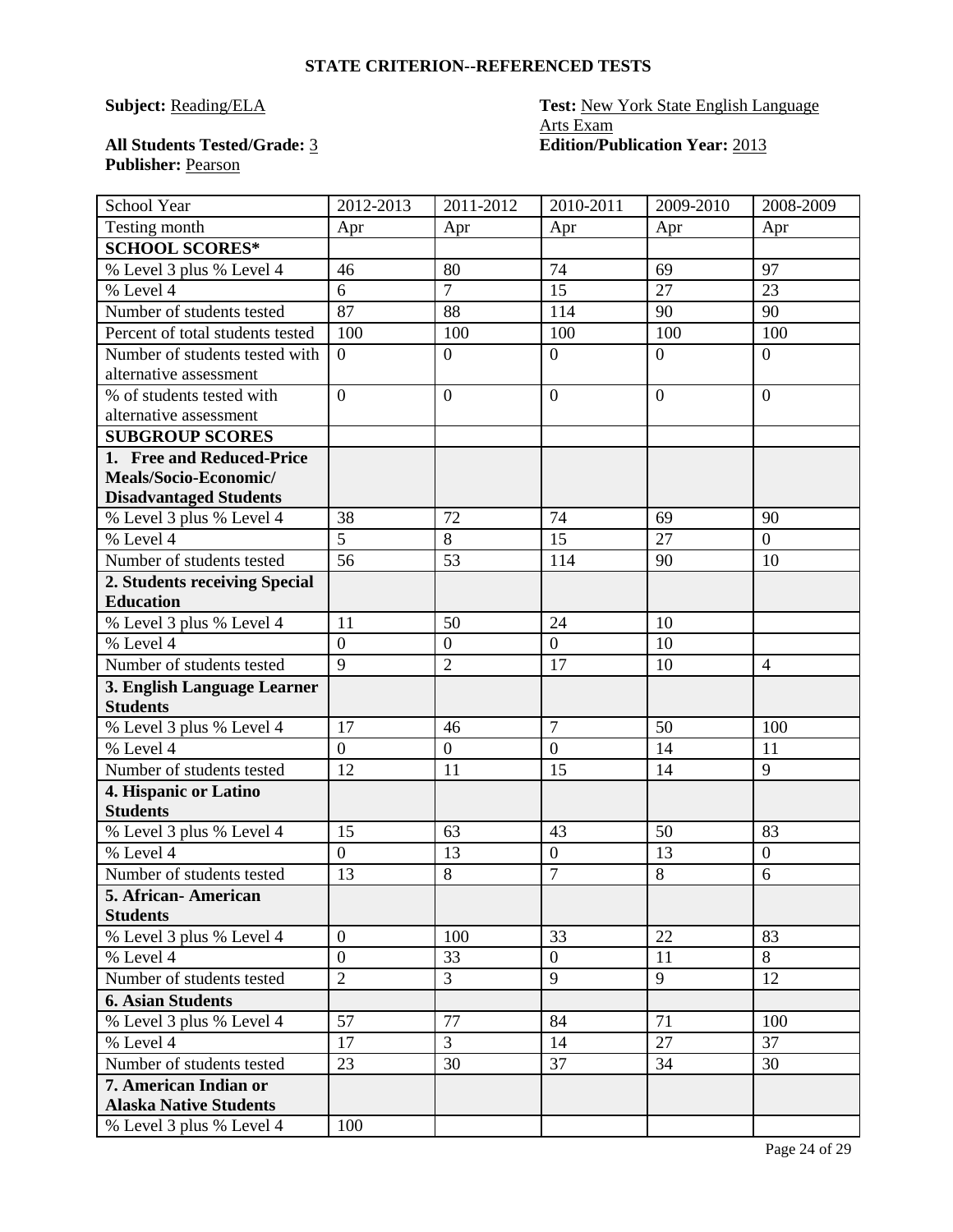**STATE CRITERION--REFERENCED TESTS**

**Subject:** Reading/ELA

**Test:** New York State English Language Arts Exam

**All Students Tested/Grade:** 3

**Edition/Publication Year:** 2013

**Publisher:** Pearson

| School Year | 2012-2013 | 2011-2012 | 2010-2011 | 2009-2010 | 2008-2009 |
|---|---|---|---|---|---|
| Testing month | Apr | Apr | Apr | Apr | Apr |
| **SCHOOL SCORES*** | | | | | |
| % Level 3 plus % Level 4 | 46 | 80 | 74 | 69 | 97 |
| % Level 4 | 6 | 7 | 15 | 27 | 23 |
| Number of students tested | 87 | 88 | 114 | 90 | 90 |
| Percent of total students tested | 100 | 100 | 100 | 100 | 100 |
| Number of students tested with alternative assessment | 0 | 0 | 0 | 0 | 0 |
| % of students tested with alternative assessment | 0 | 0 | 0 | 0 | 0 |
| **SUBGROUP SCORES** | | | | | |
| **1. Free and Reduced-Price Meals/Socio-Economic/ Disadvantaged Students** | | | | | |
| % Level 3 plus % Level 4 | 38 | 72 | 74 | 69 | 90 |
| % Level 4 | 5 | 8 | 15 | 27 | 0 |
| Number of students tested | 56 | 53 | 114 | 90 | 10 |
| **2. Students receiving Special Education** | | | | | |
| % Level 3 plus % Level 4 | 11 | 50 | 24 | 10 | |
| % Level 4 | 0 | 0 | 0 | 10 | |
| Number of students tested | 9 | 2 | 17 | 10 | 4 |
| **3. English Language Learner Students** | | | | | |
| % Level 3 plus % Level 4 | 17 | 46 | 7 | 50 | 100 |
| % Level 4 | 0 | 0 | 0 | 14 | 11 |
| Number of students tested | 12 | 11 | 15 | 14 | 9 |
| **4. Hispanic or Latino Students** | | | | | |
| % Level 3 plus % Level 4 | 15 | 63 | 43 | 50 | 83 |
| % Level 4 | 0 | 13 | 0 | 13 | 0 |
| Number of students tested | 13 | 8 | 7 | 8 | 6 |
| **5. African- American Students** | | | | | |
| % Level 3 plus % Level 4 | 0 | 100 | 33 | 22 | 83 |
| % Level 4 | 0 | 33 | 0 | 11 | 8 |
| Number of students tested | 2 | 3 | 9 | 9 | 12 |
| **6. Asian Students** | | | | | |
| % Level 3 plus % Level 4 | 57 | 77 | 84 | 71 | 100 |
| % Level 4 | 17 | 3 | 14 | 27 | 37 |
| Number of students tested | 23 | 30 | 37 | 34 | 30 |
| **7. American Indian or Alaska Native Students** | | | | | |
| % Level 3 plus % Level 4 | 100 | | | | |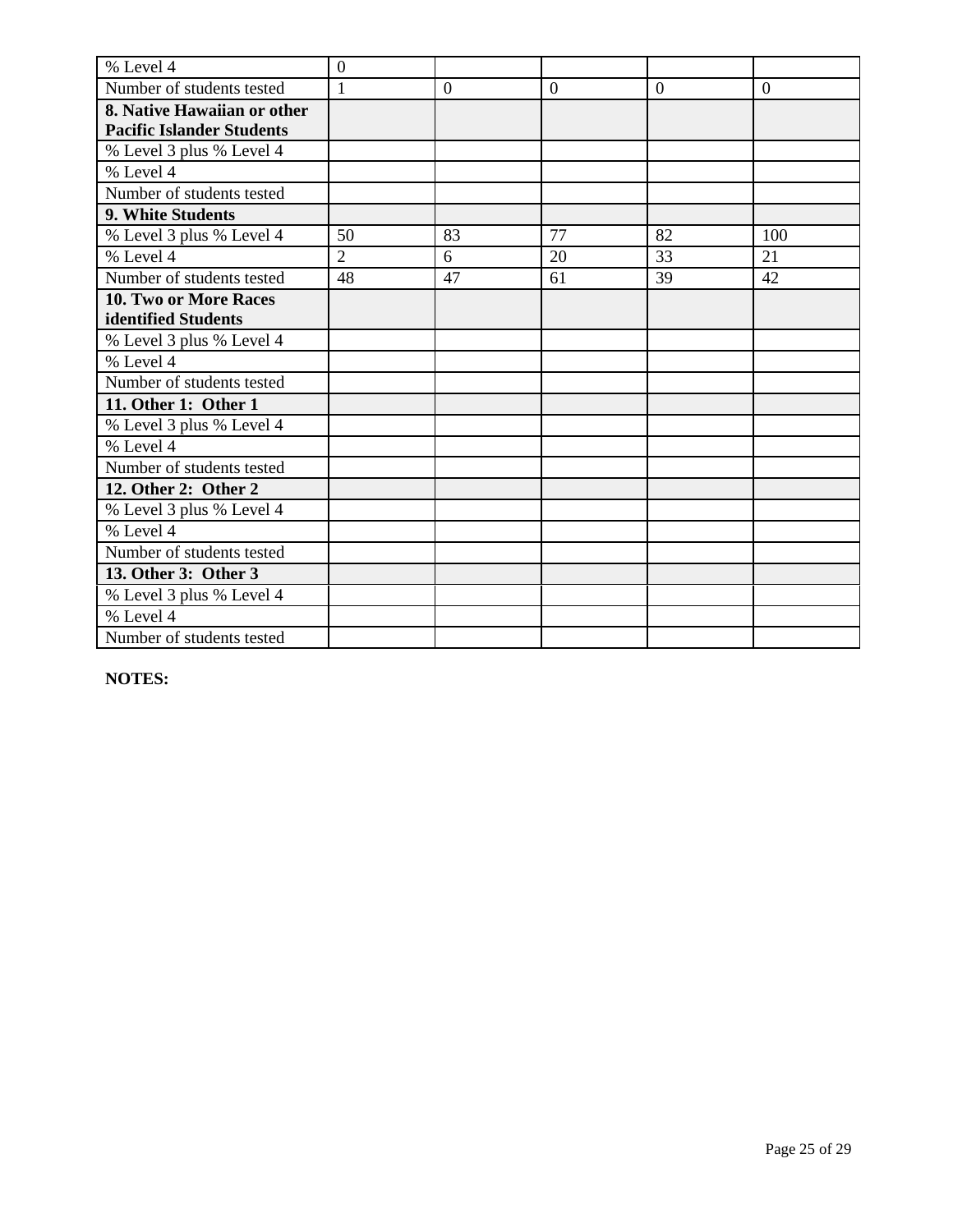| % Level 4 | 0 | | | | |
|---|---|---|---|---|---|
| Number of students tested | 1 | 0 | 0 | 0 | 0 |
| **8. Native Hawaiian or other Pacific Islander Students** | | | | | |
| % Level 3 plus % Level 4 | | | | | |
| % Level 4 | | | | | |
| Number of students tested | | | | | |
| **9. White Students** | | | | | |
| % Level 3 plus % Level 4 | 50 | 83 | 77 | 82 | 100 |
| % Level 4 | 2 | 6 | 20 | 33 | 21 |
| Number of students tested | 48 | 47 | 61 | 39 | 42 |
| **10. Two or More Races identified Students** | | | | | |
| % Level 3 plus % Level 4 | | | | | |
| % Level 4 | | | | | |
| Number of students tested | | | | | |
| **11. Other 1: Other 1** | | | | | |
| % Level 3 plus % Level 4 | | | | | |
| % Level 4 | | | | | |
| Number of students tested | | | | | |
| **12. Other 2: Other 2** | | | | | |
| % Level 3 plus % Level 4 | | | | | |
| % Level 4 | | | | | |
| Number of students tested | | | | | |
| **13. Other 3: Other 3** | | | | | |
| % Level 3 plus % Level 4 | | | | | |
| % Level 4 | | | | | |
| Number of students tested | | | | | |

**NOTES:**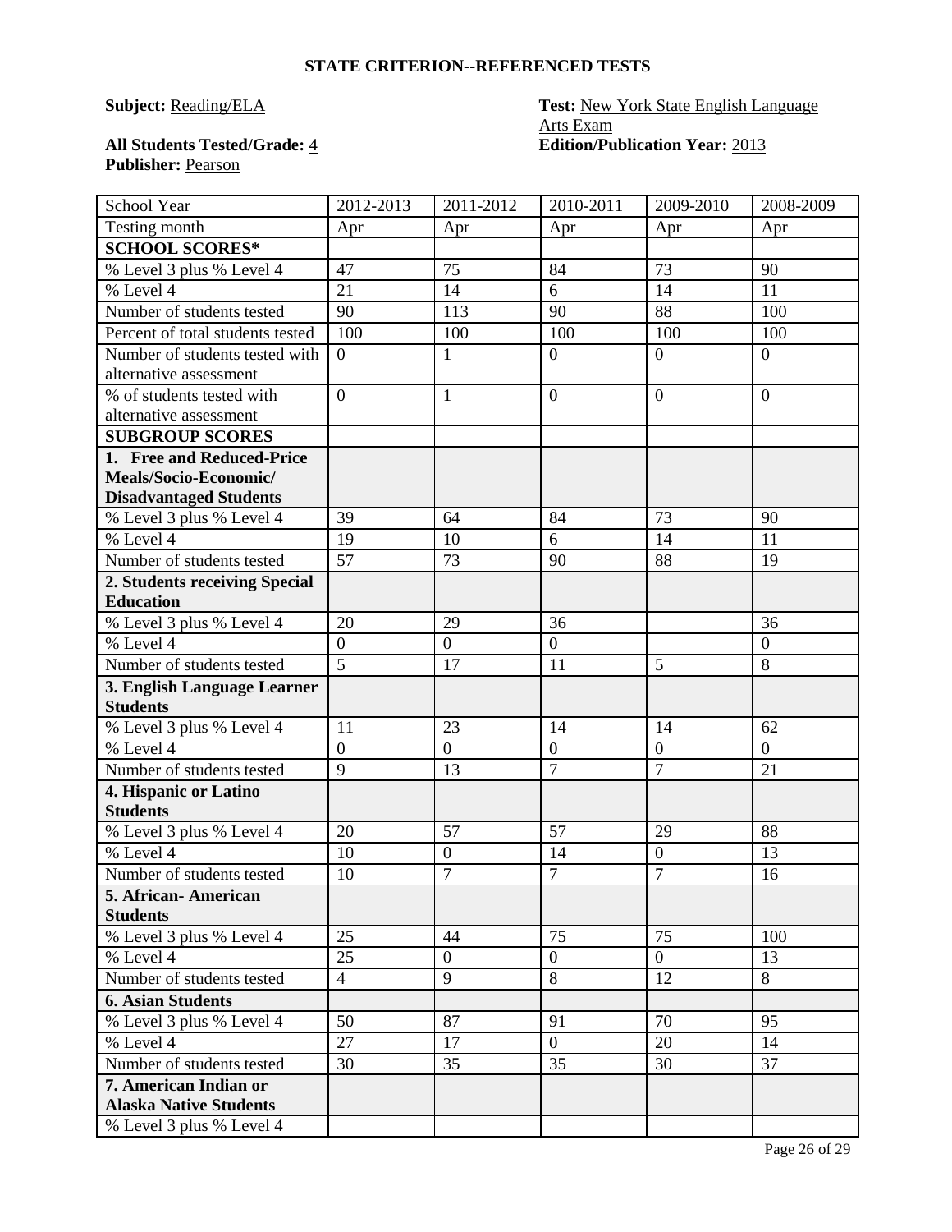**STATE CRITERION--REFERENCED TESTS**

**Subject:** Reading/ELA

**Test:** New York State English Language Arts Exam

**All Students Tested/Grade:** 4

**Edition/Publication Year:** 2013

**Publisher:** Pearson

| School Year | 2012-2013 | 2011-2012 | 2010-2011 | 2009-2010 | 2008-2009 |
|---|---|---|---|---|---|
| Testing month | Apr | Apr | Apr | Apr | Apr |
| **SCHOOL SCORES*** | | | | | |
| % Level 3 plus % Level 4 | 47 | 75 | 84 | 73 | 90 |
| % Level 4 | 21 | 14 | 6 | 14 | 11 |
| Number of students tested | 90 | 113 | 90 | 88 | 100 |
| Percent of total students tested | 100 | 100 | 100 | 100 | 100 |
| Number of students tested with alternative assessment | 0 | 1 | 0 | 0 | 0 |
| % of students tested with alternative assessment | 0 | 1 | 0 | 0 | 0 |
| **SUBGROUP SCORES** | | | | | |
| **1. Free and Reduced-Price Meals/Socio-Economic/ Disadvantaged Students** | | | | | |
| % Level 3 plus % Level 4 | 39 | 64 | 84 | 73 | 90 |
| % Level 4 | 19 | 10 | 6 | 14 | 11 |
| Number of students tested | 57 | 73 | 90 | 88 | 19 |
| **2. Students receiving Special Education** | | | | | |
| % Level 3 plus % Level 4 | 20 | 29 | 36 | | 36 |
| % Level 4 | 0 | 0 | 0 | | 0 |
| Number of students tested | 5 | 17 | 11 | 5 | 8 |
| **3. English Language Learner Students** | | | | | |
| % Level 3 plus % Level 4 | 11 | 23 | 14 | 14 | 62 |
| % Level 4 | 0 | 0 | 0 | 0 | 0 |
| Number of students tested | 9 | 13 | 7 | 7 | 21 |
| **4. Hispanic or Latino Students** | | | | | |
| % Level 3 plus % Level 4 | 20 | 57 | 57 | 29 | 88 |
| % Level 4 | 10 | 0 | 14 | 0 | 13 |
| Number of students tested | 10 | 7 | 7 | 7 | 16 |
| **5. African- American Students** | | | | | |
| % Level 3 plus % Level 4 | 25 | 44 | 75 | 75 | 100 |
| % Level 4 | 25 | 0 | 0 | 0 | 13 |
| Number of students tested | 4 | 9 | 8 | 12 | 8 |
| **6. Asian Students** | | | | | |
| % Level 3 plus % Level 4 | 50 | 87 | 91 | 70 | 95 |
| % Level 4 | 27 | 17 | 0 | 20 | 14 |
| Number of students tested | 30 | 35 | 35 | 30 | 37 |
| **7. American Indian or Alaska Native Students** | | | | | |
| % Level 3 plus % Level 4 | | | | | |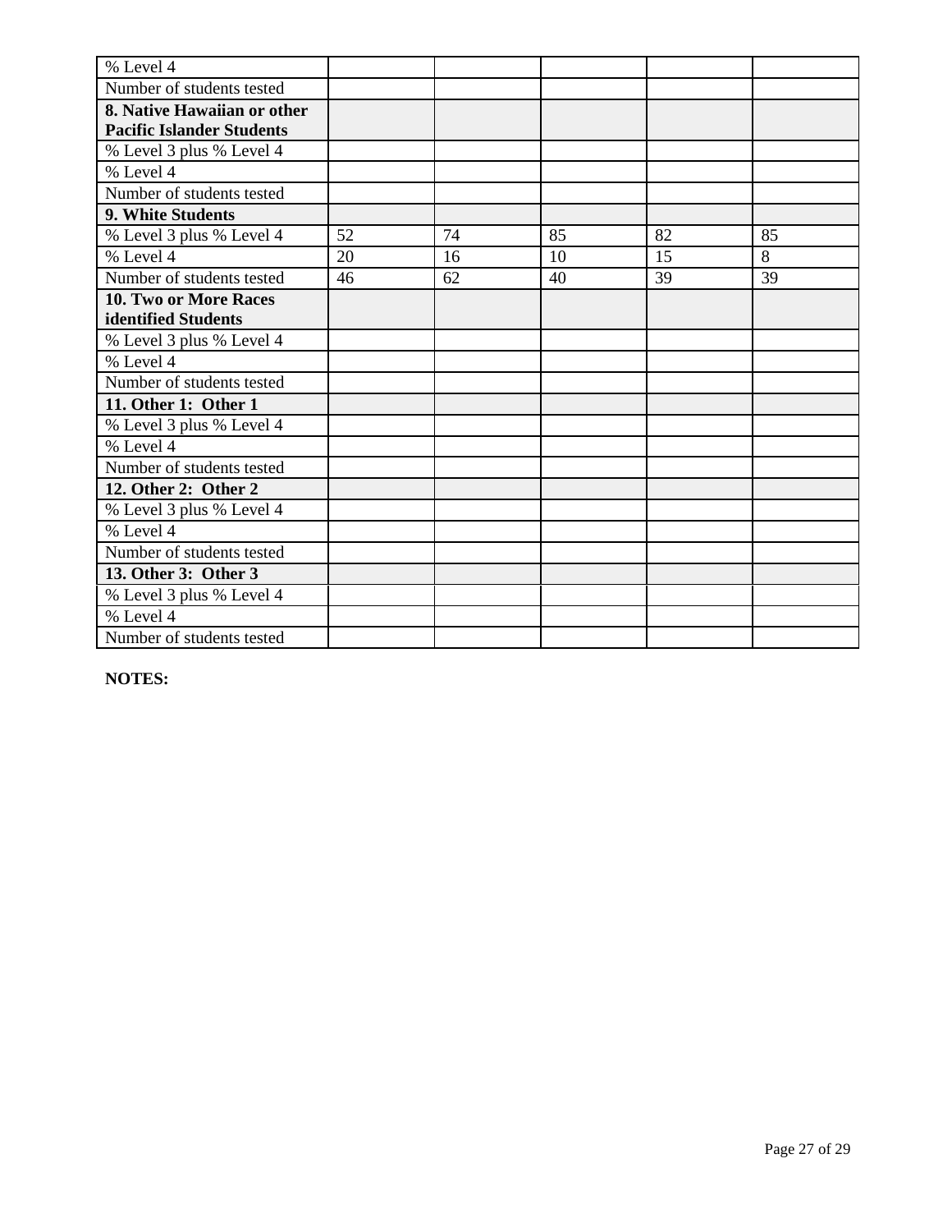| % Level 4 | | | | | |
|---|---|---|---|---|---|
| Number of students tested | | | | | |
| **8. Native Hawaiian or other Pacific Islander Students** | | | | | |
| % Level 3 plus % Level 4 | | | | | |
| % Level 4 | | | | | |
| Number of students tested | | | | | |
| **9. White Students** | | | | | |
| % Level 3 plus % Level 4 | 52 | 74 | 85 | 82 | 85 |
| % Level 4 | 20 | 16 | 10 | 15 | 8 |
| Number of students tested | 46 | 62 | 40 | 39 | 39 |
| **10. Two or More Races identified Students** | | | | | |
| % Level 3 plus % Level 4 | | | | | |
| % Level 4 | | | | | |
| Number of students tested | | | | | |
| **11. Other 1: Other 1** | | | | | |
| % Level 3 plus % Level 4 | | | | | |
| % Level 4 | | | | | |
| Number of students tested | | | | | |
| **12. Other 2: Other 2** | | | | | |
| % Level 3 plus % Level 4 | | | | | |
| % Level 4 | | | | | |
| Number of students tested | | | | | |
| **13. Other 3: Other 3** | | | | | |
| % Level 3 plus % Level 4 | | | | | |
| % Level 4 | | | | | |
| Number of students tested | | | | | |

**NOTES:**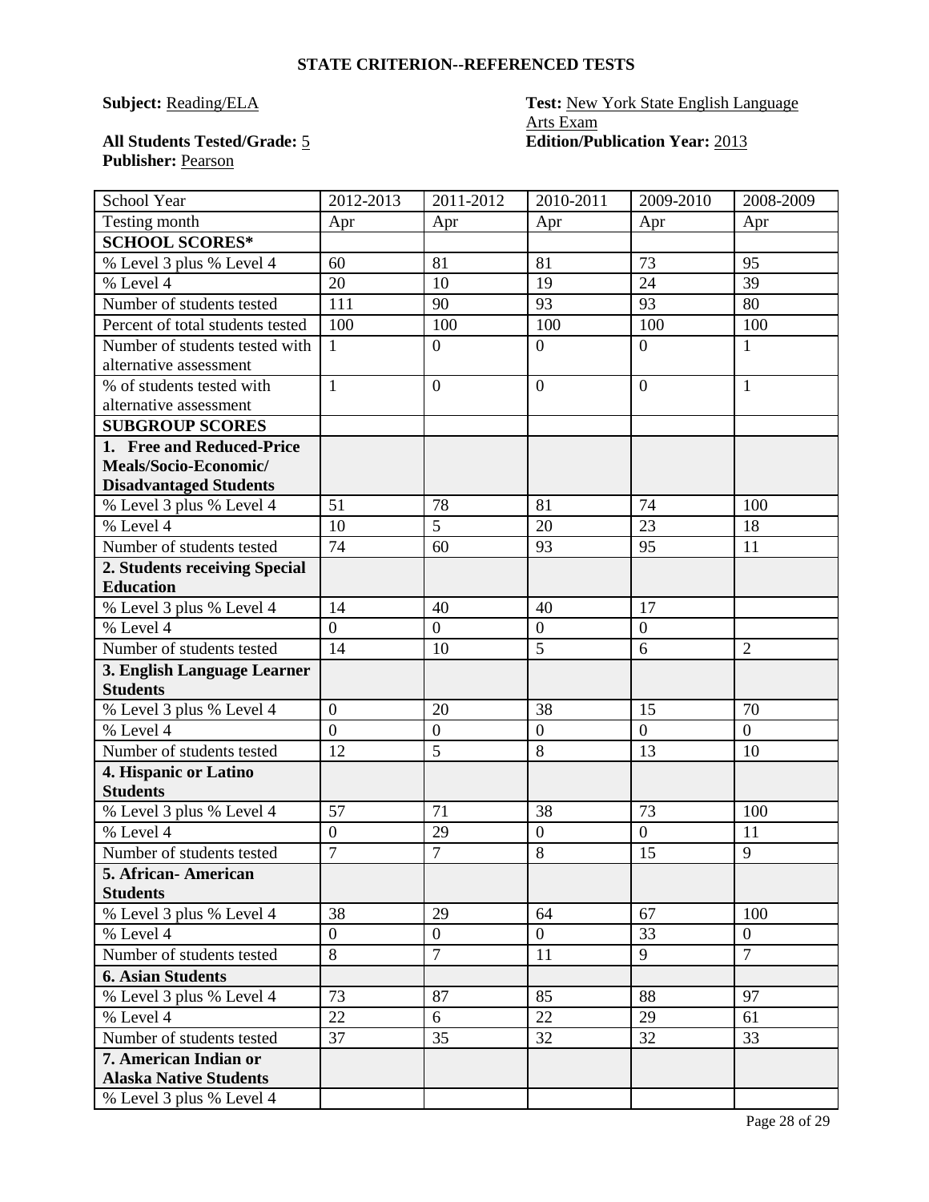**STATE CRITERION--REFERENCED TESTS**

**Subject:** Reading/ELA

**Test:** New York State English Language Arts Exam

**All Students Tested/Grade:** 5

**Edition/Publication Year:** 2013

**Publisher:** Pearson

| School Year | 2012-2013 | 2011-2012 | 2010-2011 | 2009-2010 | 2008-2009 |
|---|---|---|---|---|---|
| Testing month | Apr | Apr | Apr | Apr | Apr |
| **SCHOOL SCORES*** | | | | | |
| % Level 3 plus % Level 4 | 60 | 81 | 81 | 73 | 95 |
| % Level 4 | 20 | 10 | 19 | 24 | 39 |
| Number of students tested | 111 | 90 | 93 | 93 | 80 |
| Percent of total students tested | 100 | 100 | 100 | 100 | 100 |
| Number of students tested with alternative assessment | 1 | 0 | 0 | 0 | 1 |
| % of students tested with alternative assessment | 1 | 0 | 0 | 0 | 1 |
| **SUBGROUP SCORES** | | | | | |
| **1. Free and Reduced-Price Meals/Socio-Economic/ Disadvantaged Students** | | | | | |
| % Level 3 plus % Level 4 | 51 | 78 | 81 | 74 | 100 |
| % Level 4 | 10 | 5 | 20 | 23 | 18 |
| Number of students tested | 74 | 60 | 93 | 95 | 11 |
| **2. Students receiving Special Education** | | | | | |
| % Level 3 plus % Level 4 | 14 | 40 | 40 | 17 | |
| % Level 4 | 0 | 0 | 0 | 0 | |
| Number of students tested | 14 | 10 | 5 | 6 | 2 |
| **3. English Language Learner Students** | | | | | |
| % Level 3 plus % Level 4 | 0 | 20 | 38 | 15 | 70 |
| % Level 4 | 0 | 0 | 0 | 0 | 0 |
| Number of students tested | 12 | 5 | 8 | 13 | 10 |
| **4. Hispanic or Latino Students** | | | | | |
| % Level 3 plus % Level 4 | 57 | 71 | 38 | 73 | 100 |
| % Level 4 | 0 | 29 | 0 | 0 | 11 |
| Number of students tested | 7 | 7 | 8 | 15 | 9 |
| **5. African- American Students** | | | | | |
| % Level 3 plus % Level 4 | 38 | 29 | 64 | 67 | 100 |
| % Level 4 | 0 | 0 | 0 | 33 | 0 |
| Number of students tested | 8 | 7 | 11 | 9 | 7 |
| **6. Asian Students** | | | | | |
| % Level 3 plus % Level 4 | 73 | 87 | 85 | 88 | 97 |
| % Level 4 | 22 | 6 | 22 | 29 | 61 |
| Number of students tested | 37 | 35 | 32 | 32 | 33 |
| **7. American Indian or Alaska Native Students** | | | | | |
| % Level 3 plus % Level 4 | | | | | |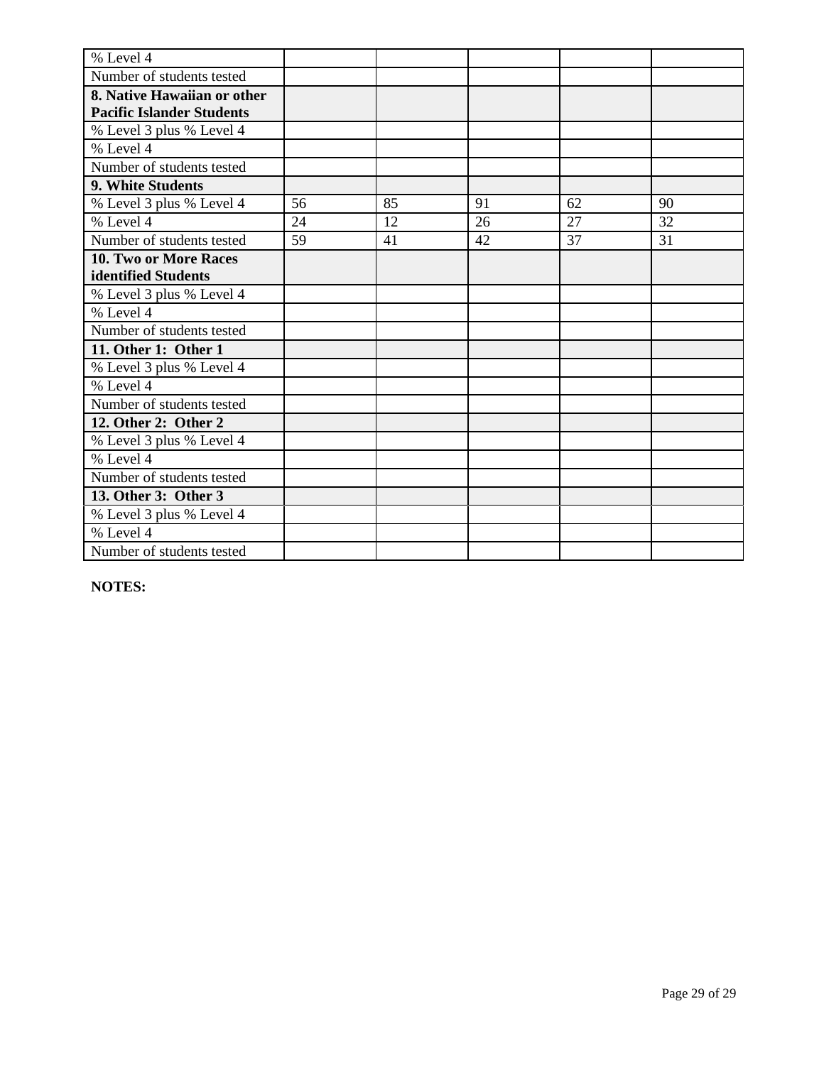| | | | | | |
|---|---|---|---|---|---|
| % Level 4 | | | | | |
| Number of students tested | | | | | |
| **8. Native Hawaiian or other Pacific Islander Students** | | | | | |
| % Level 3 plus % Level 4 | | | | | |
| % Level 4 | | | | | |
| Number of students tested | | | | | |
| **9. White Students** | | | | | |
| % Level 3 plus % Level 4 | 56 | 85 | 91 | 62 | 90 |
| % Level 4 | 24 | 12 | 26 | 27 | 32 |
| Number of students tested | 59 | 41 | 42 | 37 | 31 |
| **10. Two or More Races identified Students** | | | | | |
| % Level 3 plus % Level 4 | | | | | |
| % Level 4 | | | | | |
| Number of students tested | | | | | |
| **11. Other 1: Other 1** | | | | | |
| % Level 3 plus % Level 4 | | | | | |
| % Level 4 | | | | | |
| Number of students tested | | | | | |
| **12. Other 2: Other 2** | | | | | |
| % Level 3 plus % Level 4 | | | | | |
| % Level 4 | | | | | |
| Number of students tested | | | | | |
| **13. Other 3: Other 3** | | | | | |
| % Level 3 plus % Level 4 | | | | | |
| % Level 4 | | | | | |
| Number of students tested | | | | | |

**NOTES:**